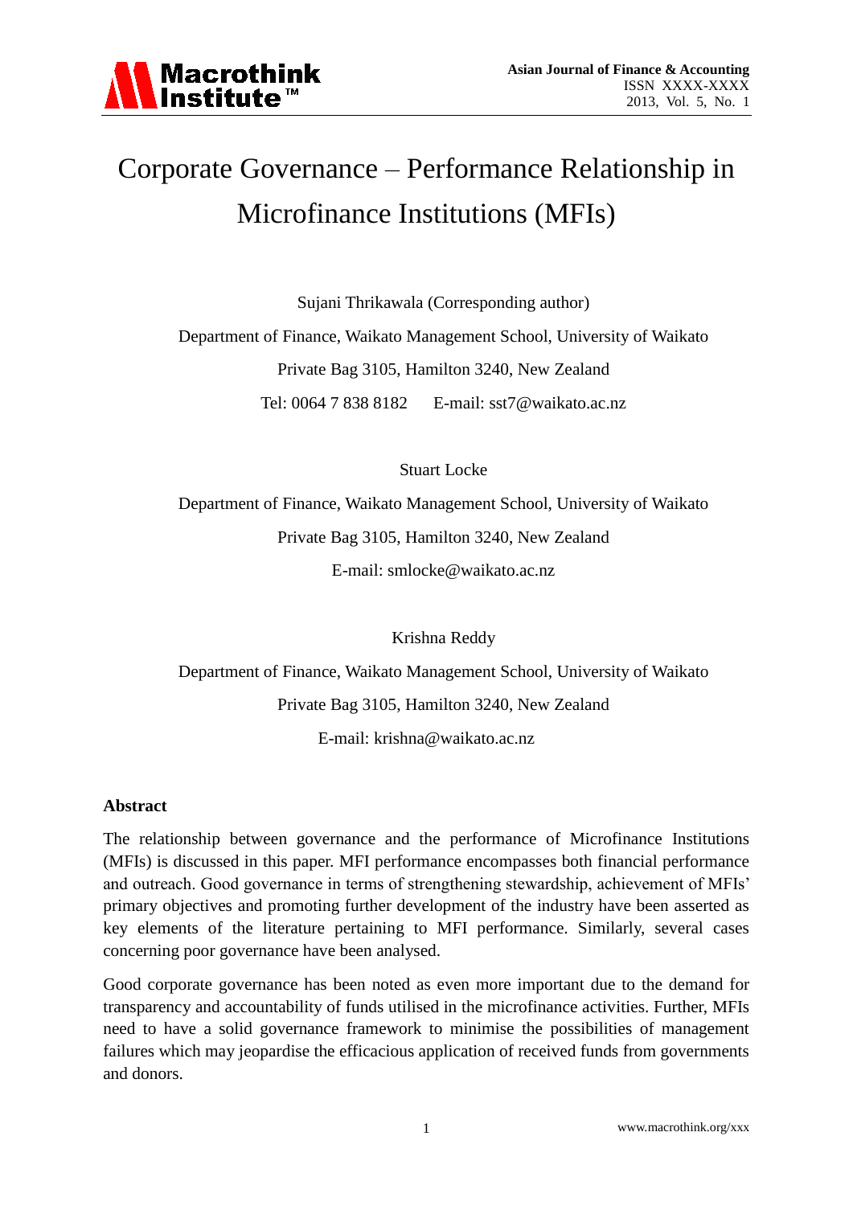# Corporate Governance – Performance Relationship in Microfinance Institutions (MFIs)

Sujani Thrikawala (Corresponding author)

Department of Finance, Waikato Management School, University of Waikato

Private Bag 3105, Hamilton 3240, New Zealand

Tel: 0064 7 838 8182 E-mail: sst7@waikato.ac.nz

Stuart Locke

Department of Finance, Waikato Management School, University of Waikato

Private Bag 3105, Hamilton 3240, New Zealand

E-mail: smlocke@waikato.ac.nz

Krishna Reddy

Department of Finance, Waikato Management School, University of Waikato

Private Bag 3105, Hamilton 3240, New Zealand

E-mail: krishna@waikato.ac.nz

## Abstract

The relationship between governance and the performance of Microfinance Institutions (MFIs) is discussed in this paper. MFI performance encompasses both financial performance and outreach. Good governance in terms of strengthening stewardship, achievement of MFIs' primary objectives and promoting further development of the industry have been asserted as key elements of the literature pertaining to MFI performance. Similarly, several cases concerning poor governance have been analysed.

Good corporate governance has been noted as even more important due to the demand for transparency and accountability of funds utilised in the microfinance activities. Further, MFIs need to have a solid governance framework to minimise the possibilities of management failures which may jeopardise the efficacious application of received funds from governments and donors.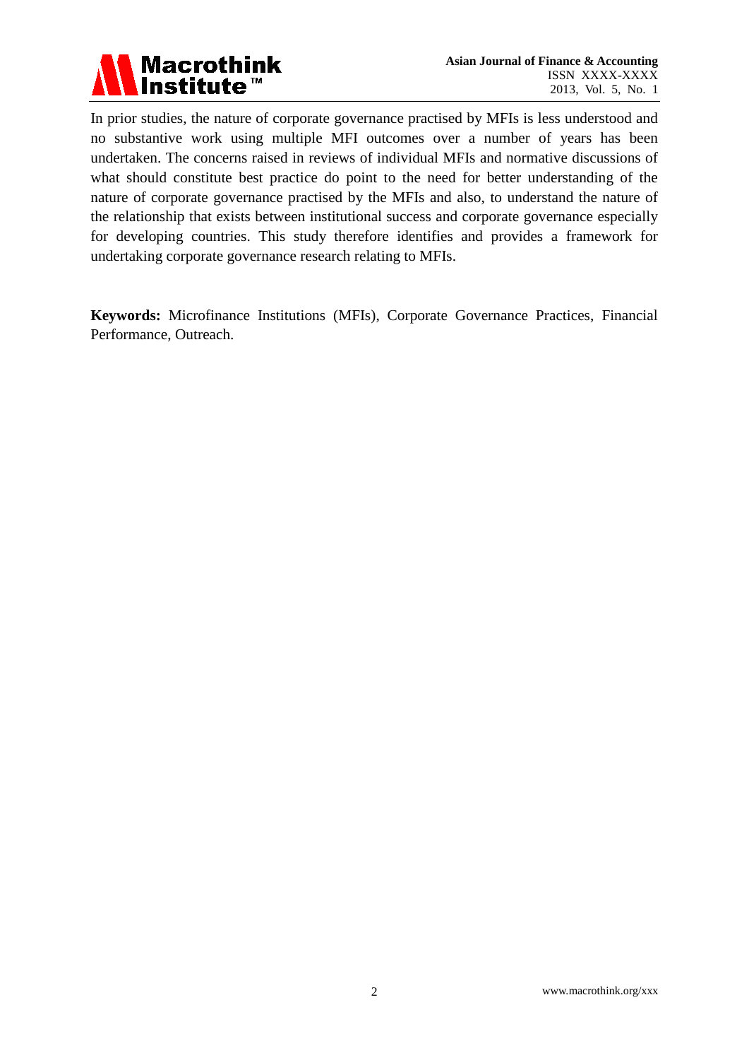In prior studies, the nature of corporate governance practised by MFIs is less understood and no substantive work using multiple MFI outcomes over a number of years has been undertaken. The concerns raised in reviews of individual MFIs and normative discussions of what should constitute best practice do point to the need for better understanding of the nature of corporate governance practised by the MFIs and also, to understand the nature of the relationship that exists between institutional success and corporate governance especially for developing countries. This study therefore identifies and provides a framework for undertaking corporate governance research relating to MFIs.

**Keywords:** Microfinance Institutions (MFIs), Corporate Governance Practices, Financial Performance, Outreach.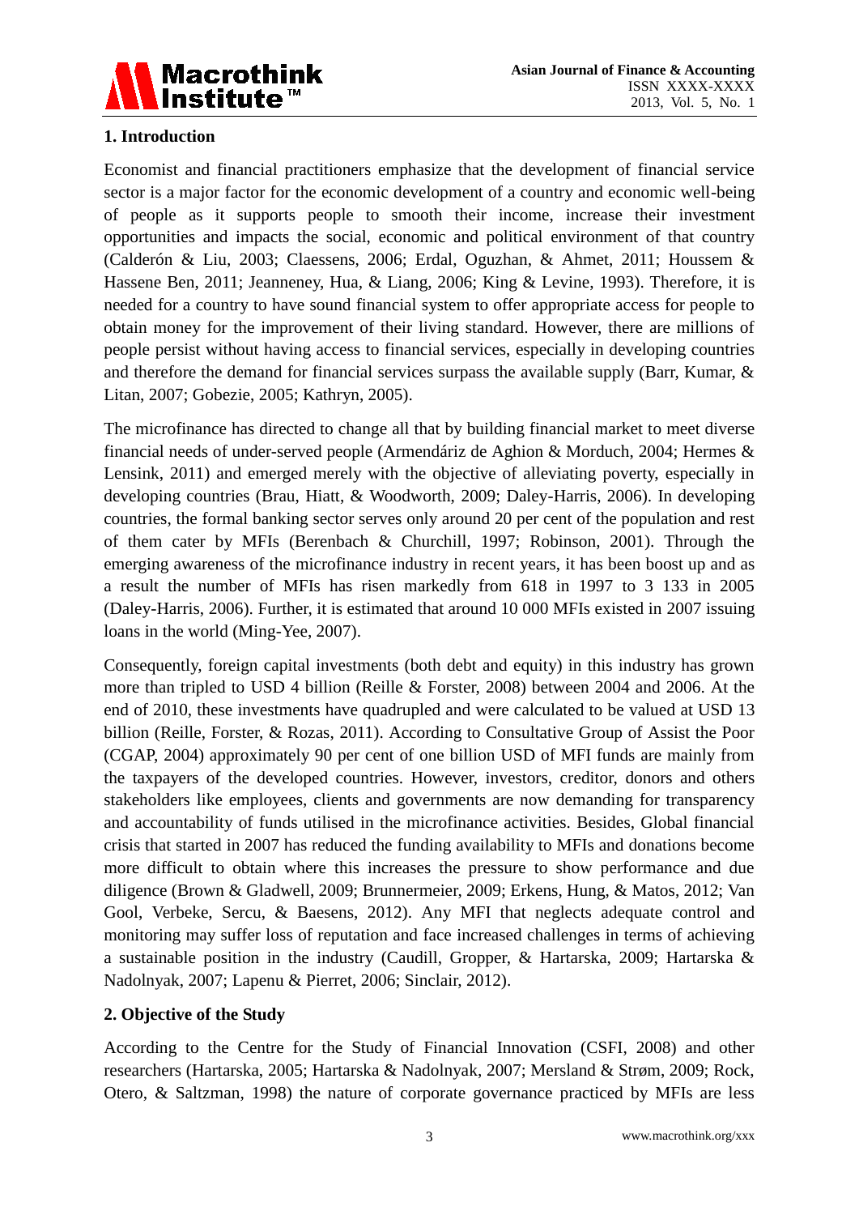## 1. Introduction

Economist and financial practitioners emphasize that the development of financial service sector is a major factor for the economic development of a country and economic well-being of people as it supports people to smooth their income, increase their investment opportunities and impacts the social, economic and political environment of that country (Calderón & Liu, 2003; Claessens, 2006; Erdal, Oguzhan, & Ahmet, 2011; Houssem & Hassene Ben, 2011; Jeanneney, Hua, & Liang, 2006; King & Levine, 1993). Therefore, it is needed for a country to have sound financial system to offer appropriate access for people to obtain money for the improvement of their living standard. However, there are millions of people persist without having access to financial services, especially in developing countries and therefore the demand for financial services surpass the available supply (Barr, Kumar, & Litan, 2007; Gobezie, 2005; Kathryn, 2005).

The microfinance has directed to change all that by building financial market to meet diverse financial needs of under-served people (Armendáriz de Aghion & Morduch, 2004; Hermes & Lensink, 2011) and emerged merely with the objective of alleviating poverty, especially in developing countries (Brau, Hiatt, & Woodworth, 2009; Daley-Harris, 2006). In developing countries, the formal banking sector serves only around 20 per cent of the population and rest of them cater by MFIs (Berenbach & Churchill, 1997; Robinson, 2001). Through the emerging awareness of the microfinance industry in recent years, it has been boost up and as a result the number of MFIs has risen markedly from 618 in 1997 to 3 133 in 2005 (Daley-Harris, 2006). Further, it is estimated that around 10 000 MFIs existed in 2007 issuing loans in the world (Ming-Yee, 2007).

Consequently, foreign capital investments (both debt and equity) in this industry has grown more than tripled to USD 4 billion (Reille & Forster, 2008) between 2004 and 2006. At the end of 2010, these investments have quadrupled and were calculated to be valued at USD 13 billion (Reille, Forster, & Rozas, 2011). According to Consultative Group of Assist the Poor (CGAP, 2004) approximately 90 per cent of one billion USD of MFI funds are mainly from the taxpayers of the developed countries. However, investors, creditor, donors and others stakeholders like employees, clients and governments are now demanding for transparency and accountability of funds utilised in the microfinance activities. Besides, Global financial crisis that started in 2007 has reduced the funding availability to MFIs and donations become more difficult to obtain where this increases the pressure to show performance and due diligence (Brown & Gladwell, 2009; Brunnermeier, 2009; Erkens, Hung, & Matos, 2012; Van Gool, Verbeke, Sercu, & Baesens, 2012). Any MFI that neglects adequate control and monitoring may suffer loss of reputation and face increased challenges in terms of achieving a sustainable position in the industry (Caudill, Gropper, & Hartarska, 2009; Hartarska & Nadolnyak, 2007; Lapenu & Pierret, 2006; Sinclair, 2012).

## 2. Objective of the Study

According to the Centre for the Study of Financial Innovation (CSFI, 2008) and other researchers (Hartarska, 2005; Hartarska & Nadolnyak, 2007; Mersland & Strøm, 2009; Rock, Otero, & Saltzman, 1998) the nature of corporate governance practiced by MFIs are less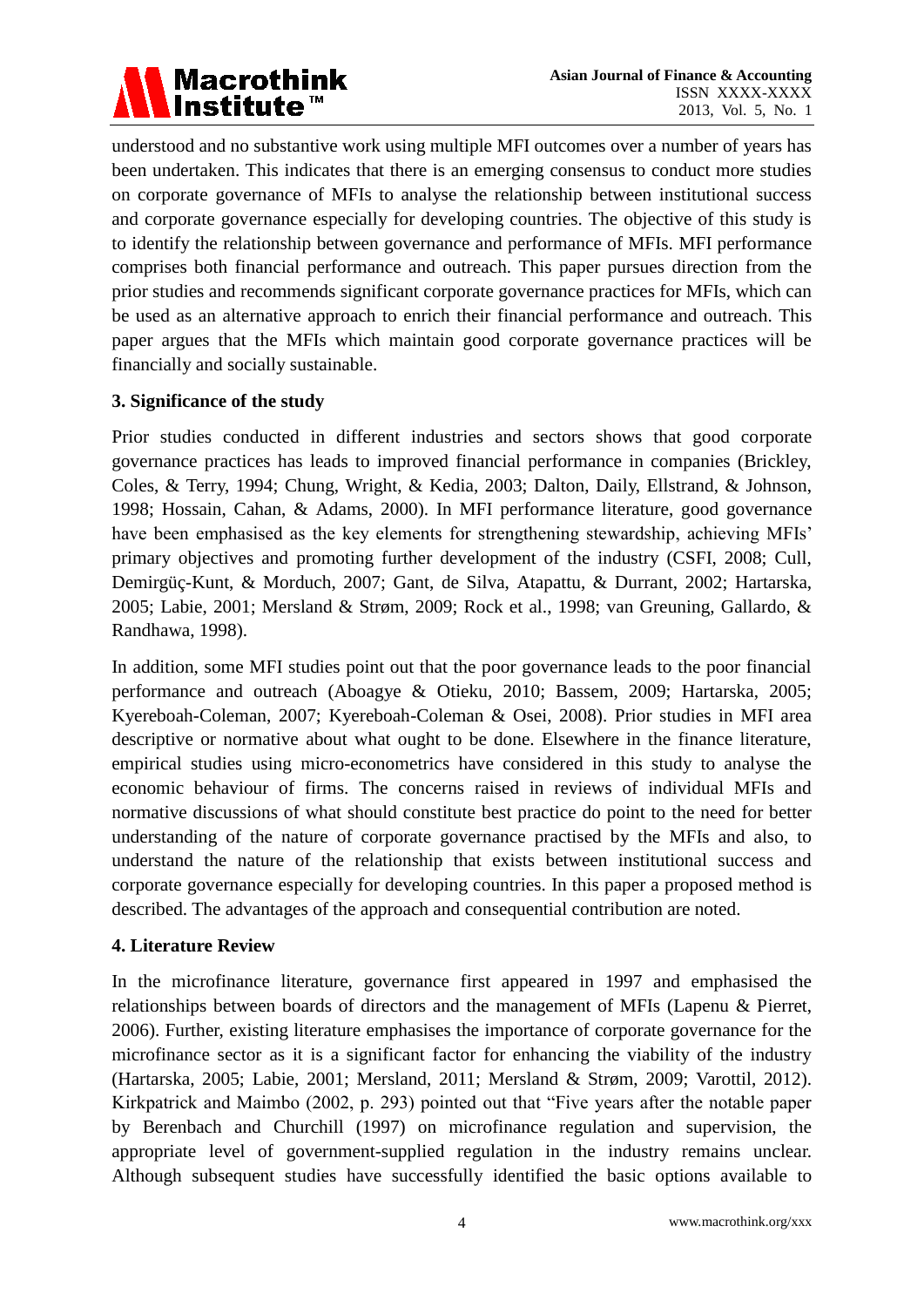understood and no substantive work using multiple MFI outcomes over a number of years has been undertaken. This indicates that there is an emerging consensus to conduct more studies on corporate governance of MFIs to analyse the relationship between institutional success and corporate governance especially for developing countries. The objective of this study is to identify the relationship between governance and performance of MFIs. MFI performance comprises both financial performance and outreach. This paper pursues direction from the prior studies and recommends significant corporate governance practices for MFIs, which can be used as an alternative approach to enrich their financial performance and outreach. This paper argues that the MFIs which maintain good corporate governance practices will be financially and socially sustainable.

## 3. Significance of the study

Prior studies conducted in different industries and sectors shows that good corporate governance practices has leads to improved financial performance in companies (Brickley, Coles, & Terry, 1994; Chung, Wright, & Kedia, 2003; Dalton, Daily, Ellstrand, & Johnson, 1998; Hossain, Cahan, & Adams, 2000). In MFI performance literature, good governance have been emphasised as the key elements for strengthening stewardship, achieving MFIs' primary objectives and promoting further development of the industry (CSFI, 2008; Cull, Demirgüç-Kunt, & Morduch, 2007; Gant, de Silva, Atapattu, & Durrant, 2002; Hartarska, 2005; Labie, 2001; Mersland & Strøm, 2009; Rock et al., 1998; van Greuning, Gallardo, & Randhawa, 1998).

In addition, some MFI studies point out that the poor governance leads to the poor financial performance and outreach (Aboagye & Otieku, 2010; Bassem, 2009; Hartarska, 2005; Kyereboah-Coleman, 2007; Kyereboah-Coleman & Osei, 2008). Prior studies in MFI area descriptive or normative about what ought to be done. Elsewhere in the finance literature, empirical studies using micro-econometrics have considered in this study to analyse the economic behaviour of firms. The concerns raised in reviews of individual MFIs and normative discussions of what should constitute best practice do point to the need for better understanding of the nature of corporate governance practised by the MFIs and also, to understand the nature of the relationship that exists between institutional success and corporate governance especially for developing countries. In this paper a proposed method is described. The advantages of the approach and consequential contribution are noted.

## 4. Literature Review

In the microfinance literature, governance first appeared in 1997 and emphasised the relationships between boards of directors and the management of MFIs (Lapenu & Pierret, 2006). Further, existing literature emphasises the importance of corporate governance for the microfinance sector as it is a significant factor for enhancing the viability of the industry (Hartarska, 2005; Labie, 2001; Mersland, 2011; Mersland & Strøm, 2009; Varottil, 2012). Kirkpatrick and Maimbo (2002, p. 293) pointed out that "Five years after the notable paper by Berenbach and Churchill (1997) on microfinance regulation and supervision, the appropriate level of government-supplied regulation in the industry remains unclear. Although subsequent studies have successfully identified the basic options available to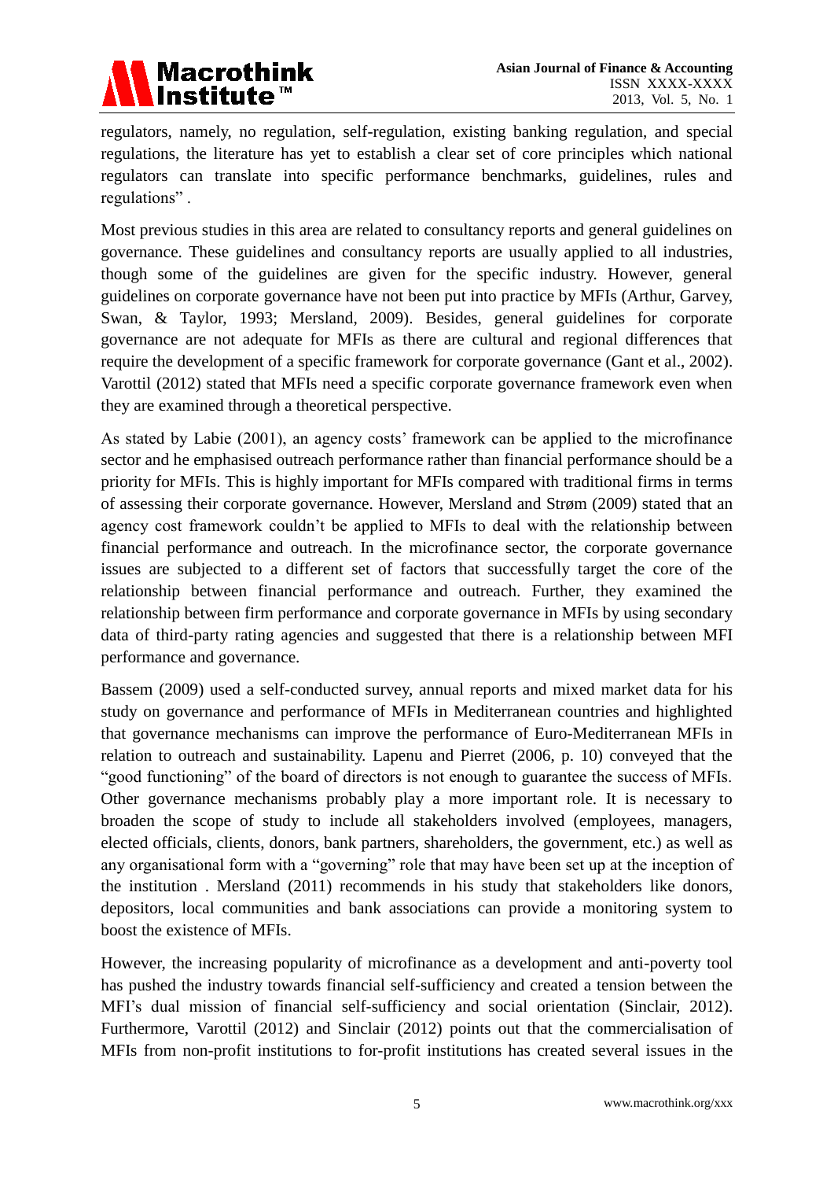regulators, namely, no regulation, self-regulation, existing banking regulation, and special regulations, the literature has yet to establish a clear set of core principles which national regulators can translate into specific performance benchmarks, guidelines, rules and regulations" .

Most previous studies in this area are related to consultancy reports and general guidelines on governance. These guidelines and consultancy reports are usually applied to all industries, though some of the guidelines are given for the specific industry. However, general guidelines on corporate governance have not been put into practice by MFIs (Arthur, Garvey, Swan, & Taylor, 1993; Mersland, 2009). Besides, general guidelines for corporate governance are not adequate for MFIs as there are cultural and regional differences that require the development of a specific framework for corporate governance (Gant et al., 2002). Varottil (2012) stated that MFIs need a specific corporate governance framework even when they are examined through a theoretical perspective.

As stated by Labie (2001), an agency costs' framework can be applied to the microfinance sector and he emphasised outreach performance rather than financial performance should be a priority for MFIs. This is highly important for MFIs compared with traditional firms in terms of assessing their corporate governance. However, Mersland and Strøm (2009) stated that an agency cost framework couldn't be applied to MFIs to deal with the relationship between financial performance and outreach. In the microfinance sector, the corporate governance issues are subjected to a different set of factors that successfully target the core of the relationship between financial performance and outreach. Further, they examined the relationship between firm performance and corporate governance in MFIs by using secondary data of third-party rating agencies and suggested that there is a relationship between MFI performance and governance.

Bassem (2009) used a self-conducted survey, annual reports and mixed market data for his study on governance and performance of MFIs in Mediterranean countries and highlighted that governance mechanisms can improve the performance of Euro-Mediterranean MFIs in relation to outreach and sustainability. Lapenu and Pierret (2006, p. 10) conveyed that the "good functioning" of the board of directors is not enough to guarantee the success of MFIs. Other governance mechanisms probably play a more important role. It is necessary to broaden the scope of study to include all stakeholders involved (employees, managers, elected officials, clients, donors, bank partners, shareholders, the government, etc.) as well as any organisational form with a "governing" role that may have been set up at the inception of the institution . Mersland (2011) recommends in his study that stakeholders like donors, depositors, local communities and bank associations can provide a monitoring system to boost the existence of MFIs.

However, the increasing popularity of microfinance as a development and anti-poverty tool has pushed the industry towards financial self-sufficiency and created a tension between the MFI's dual mission of financial self-sufficiency and social orientation (Sinclair, 2012). Furthermore, Varottil (2012) and Sinclair (2012) points out that the commercialisation of MFIs from non-profit institutions to for-profit institutions has created several issues in the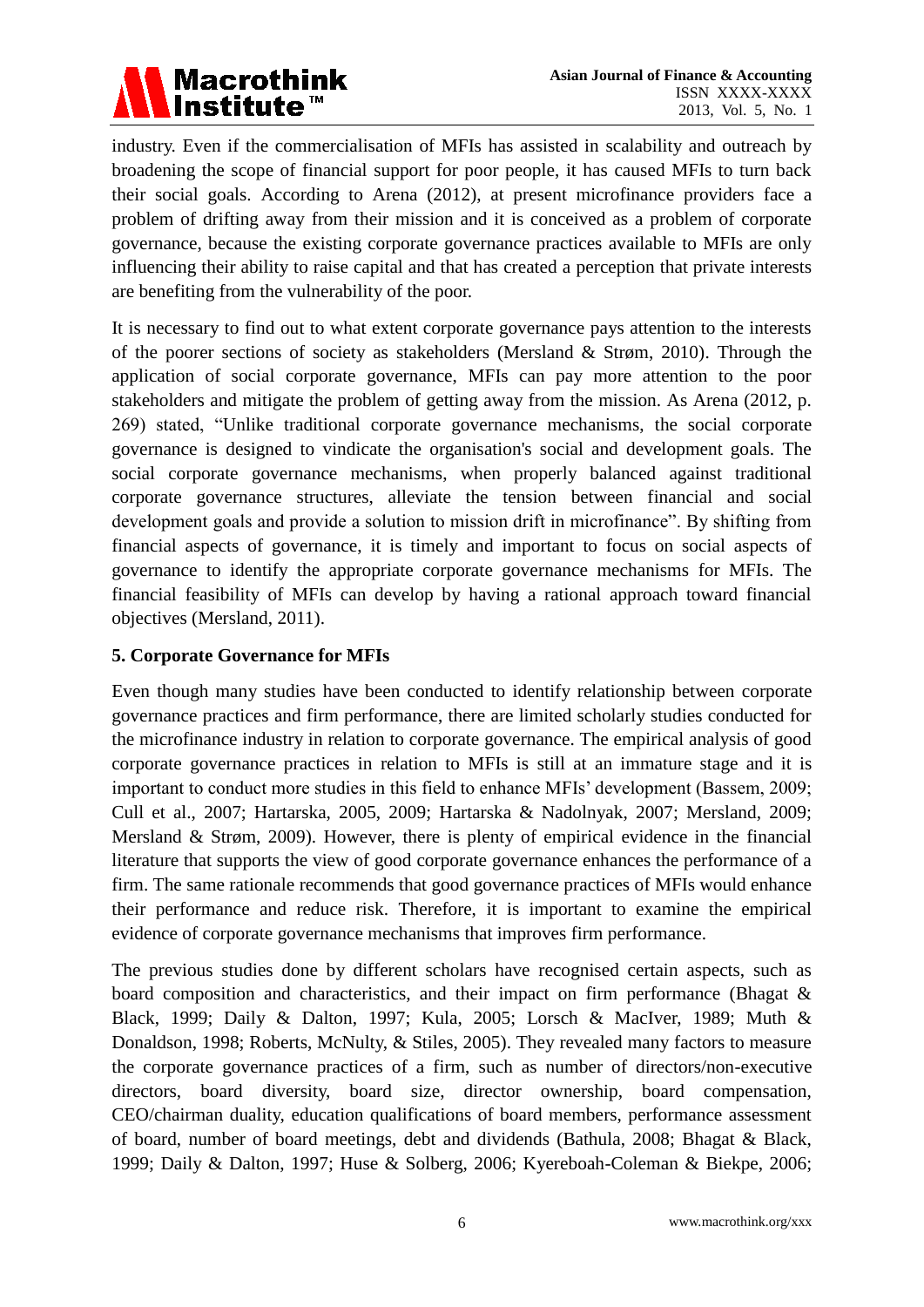industry. Even if the commercialisation of MFIs has assisted in scalability and outreach by broadening the scope of financial support for poor people, it has caused MFIs to turn back their social goals. According to Arena (2012), at present microfinance providers face a problem of drifting away from their mission and it is conceived as a problem of corporate governance, because the existing corporate governance practices available to MFIs are only influencing their ability to raise capital and that has created a perception that private interests are benefiting from the vulnerability of the poor.

It is necessary to find out to what extent corporate governance pays attention to the interests of the poorer sections of society as stakeholders (Mersland & Strøm, 2010). Through the application of social corporate governance, MFIs can pay more attention to the poor stakeholders and mitigate the problem of getting away from the mission. As Arena (2012, p. 269) stated, "Unlike traditional corporate governance mechanisms, the social corporate governance is designed to vindicate the organisation's social and development goals. The social corporate governance mechanisms, when properly balanced against traditional corporate governance structures, alleviate the tension between financial and social development goals and provide a solution to mission drift in microfinance". By shifting from financial aspects of governance, it is timely and important to focus on social aspects of governance to identify the appropriate corporate governance mechanisms for MFIs. The financial feasibility of MFIs can develop by having a rational approach toward financial objectives (Mersland, 2011).

## 5. Corporate Governance for MFIs

Even though many studies have been conducted to identify relationship between corporate governance practices and firm performance, there are limited scholarly studies conducted for the microfinance industry in relation to corporate governance. The empirical analysis of good corporate governance practices in relation to MFIs is still at an immature stage and it is important to conduct more studies in this field to enhance MFIs' development (Bassem, 2009; Cull et al., 2007; Hartarska, 2005, 2009; Hartarska & Nadolnyak, 2007; Mersland, 2009; Mersland & Strøm, 2009). However, there is plenty of empirical evidence in the financial literature that supports the view of good corporate governance enhances the performance of a firm. The same rationale recommends that good governance practices of MFIs would enhance their performance and reduce risk. Therefore, it is important to examine the empirical evidence of corporate governance mechanisms that improves firm performance.

The previous studies done by different scholars have recognised certain aspects, such as board composition and characteristics, and their impact on firm performance (Bhagat & Black, 1999; Daily & Dalton, 1997; Kula, 2005; Lorsch & MacIver, 1989; Muth & Donaldson, 1998; Roberts, McNulty, & Stiles, 2005). They revealed many factors to measure the corporate governance practices of a firm, such as number of directors/non-executive directors, board diversity, board size, director ownership, board compensation, CEO/chairman duality, education qualifications of board members, performance assessment of board, number of board meetings, debt and dividends (Bathula, 2008; Bhagat & Black, 1999; Daily & Dalton, 1997; Huse & Solberg, 2006; Kyereboah-Coleman & Biekpe, 2006;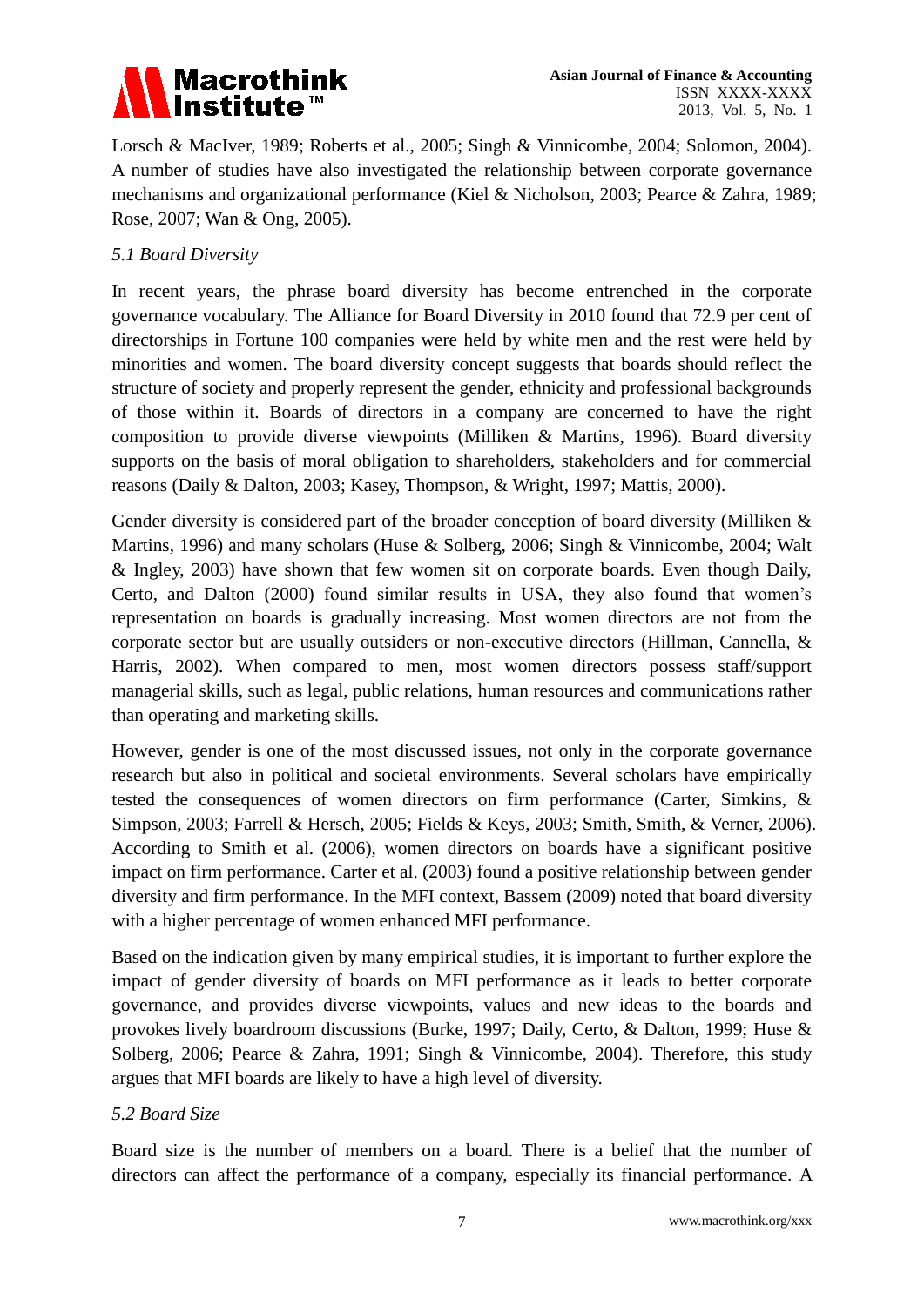Lorsch & MacIver, 1989; Roberts et al., 2005; Singh & Vinnicombe, 2004; Solomon, 2004). A number of studies have also investigated the relationship between corporate governance mechanisms and organizational performance (Kiel & Nicholson, 2003; Pearce & Zahra, 1989; Rose, 2007; Wan & Ong, 2005).

### *5.1 Board Diversity*

In recent years, the phrase board diversity has become entrenched in the corporate governance vocabulary. The Alliance for Board Diversity in 2010 found that 72.9 per cent of directorships in Fortune 100 companies were held by white men and the rest were held by minorities and women. The board diversity concept suggests that boards should reflect the structure of society and properly represent the gender, ethnicity and professional backgrounds of those within it. Boards of directors in a company are concerned to have the right composition to provide diverse viewpoints (Milliken & Martins, 1996). Board diversity supports on the basis of moral obligation to shareholders, stakeholders and for commercial reasons (Daily & Dalton, 2003; Kasey, Thompson, & Wright, 1997; Mattis, 2000).

Gender diversity is considered part of the broader conception of board diversity (Milliken & Martins, 1996) and many scholars (Huse & Solberg, 2006; Singh & Vinnicombe, 2004; Walt & Ingley, 2003) have shown that few women sit on corporate boards. Even though Daily, Certo, and Dalton (2000) found similar results in USA, they also found that women's representation on boards is gradually increasing. Most women directors are not from the corporate sector but are usually outsiders or non-executive directors (Hillman, Cannella, & Harris, 2002). When compared to men, most women directors possess staff/support managerial skills, such as legal, public relations, human resources and communications rather than operating and marketing skills.

However, gender is one of the most discussed issues, not only in the corporate governance research but also in political and societal environments. Several scholars have empirically tested the consequences of women directors on firm performance (Carter, Simkins, & Simpson, 2003; Farrell & Hersch, 2005; Fields & Keys, 2003; Smith, Smith, & Verner, 2006). According to Smith et al. (2006), women directors on boards have a significant positive impact on firm performance. Carter et al. (2003) found a positive relationship between gender diversity and firm performance. In the MFI context, Bassem (2009) noted that board diversity with a higher percentage of women enhanced MFI performance.

Based on the indication given by many empirical studies, it is important to further explore the impact of gender diversity of boards on MFI performance as it leads to better corporate governance, and provides diverse viewpoints, values and new ideas to the boards and provokes lively boardroom discussions (Burke, 1997; Daily, Certo, & Dalton, 1999; Huse & Solberg, 2006; Pearce & Zahra, 1991; Singh & Vinnicombe, 2004). Therefore, this study argues that MFI boards are likely to have a high level of diversity.

### *5.2 Board Size*

Board size is the number of members on a board. There is a belief that the number of directors can affect the performance of a company, especially its financial performance. A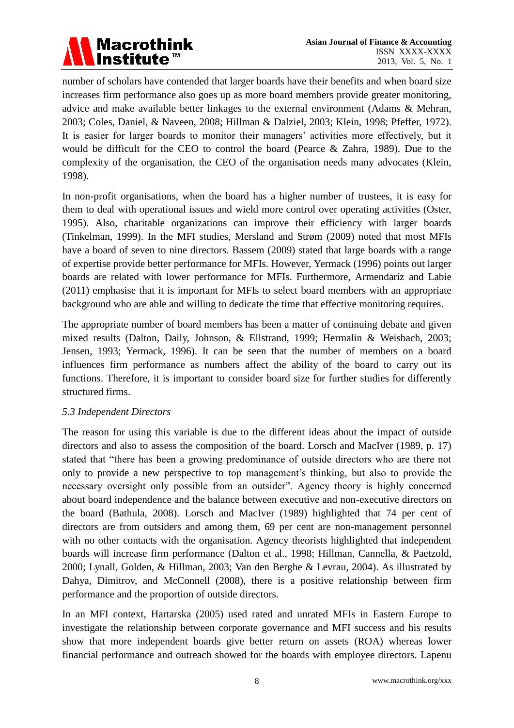number of scholars have contended that larger boards have their benefits and when board size increases firm performance also goes up as more board members provide greater monitoring, advice and make available better linkages to the external environment (Adams & Mehran, 2003; Coles, Daniel, & Naveen, 2008; Hillman & Dalziel, 2003; Klein, 1998; Pfeffer, 1972). It is easier for larger boards to monitor their managers' activities more effectively, but it would be difficult for the CEO to control the board (Pearce & Zahra, 1989). Due to the complexity of the organisation, the CEO of the organisation needs many advocates (Klein, 1998).

In non-profit organisations, when the board has a higher number of trustees, it is easy for them to deal with operational issues and wield more control over operating activities (Oster, 1995). Also, charitable organizations can improve their efficiency with larger boards (Tinkelman, 1999). In the MFI studies, Mersland and Strøm (2009) noted that most MFIs have a board of seven to nine directors. Bassem (2009) stated that large boards with a range of expertise provide better performance for MFIs. However, Yermack (1996) points out larger boards are related with lower performance for MFIs. Furthermore, Armendariz and Labie (2011) emphasise that it is important for MFIs to select board members with an appropriate background who are able and willing to dedicate the time that effective monitoring requires.

The appropriate number of board members has been a matter of continuing debate and given mixed results (Dalton, Daily, Johnson, & Ellstrand, 1999; Hermalin & Weisbach, 2003; Jensen, 1993; Yermack, 1996). It can be seen that the number of members on a board influences firm performance as numbers affect the ability of the board to carry out its functions. Therefore, it is important to consider board size for further studies for differently structured firms.

### *5.3 Independent Directors*

The reason for using this variable is due to the different ideas about the impact of outside directors and also to assess the composition of the board. Lorsch and MacIver (1989, p. 17) stated that "there has been a growing predominance of outside directors who are there not only to provide a new perspective to top management's thinking, but also to provide the necessary oversight only possible from an outsider". Agency theory is highly concerned about board independence and the balance between executive and non-executive directors on the board (Bathula, 2008). Lorsch and MacIver (1989) highlighted that 74 per cent of directors are from outsiders and among them, 69 per cent are non-management personnel with no other contacts with the organisation. Agency theorists highlighted that independent boards will increase firm performance (Dalton et al., 1998; Hillman, Cannella, & Paetzold, 2000; Lynall, Golden, & Hillman, 2003; Van den Berghe & Levrau, 2004). As illustrated by Dahya, Dimitrov, and McConnell (2008), there is a positive relationship between firm performance and the proportion of outside directors.

In an MFI context, Hartarska (2005) used rated and unrated MFIs in Eastern Europe to investigate the relationship between corporate governance and MFI success and his results show that more independent boards give better return on assets (ROA) whereas lower financial performance and outreach showed for the boards with employee directors. Lapenu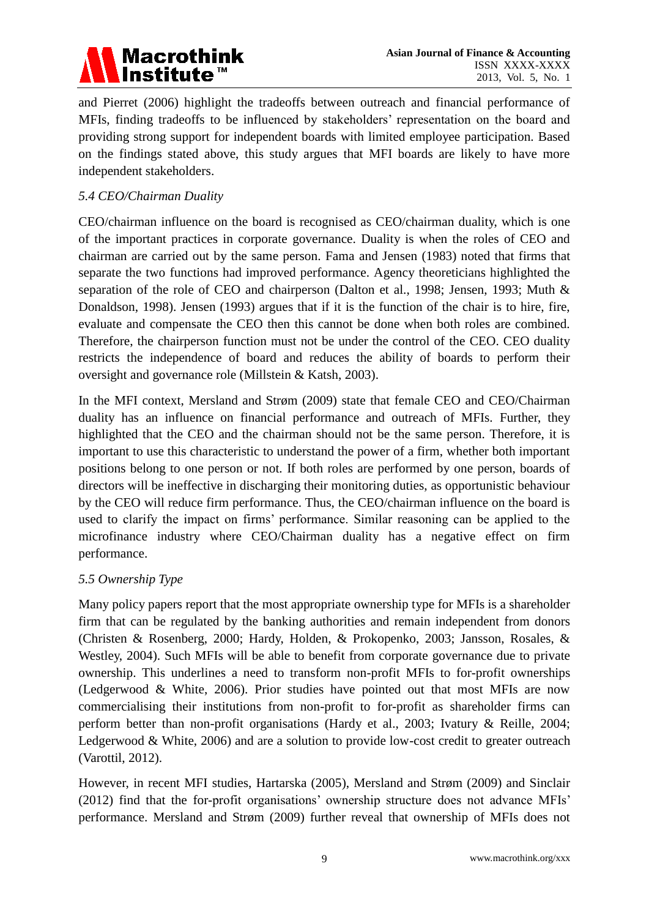and Pierret (2006) highlight the tradeoffs between outreach and financial performance of MFIs, finding tradeoffs to be influenced by stakeholders' representation on the board and providing strong support for independent boards with limited employee participation. Based on the findings stated above, this study argues that MFI boards are likely to have more independent stakeholders.

### *5.4 CEO/Chairman Duality*

CEO/chairman influence on the board is recognised as CEO/chairman duality, which is one of the important practices in corporate governance. Duality is when the roles of CEO and chairman are carried out by the same person. Fama and Jensen (1983) noted that firms that separate the two functions had improved performance. Agency theoreticians highlighted the separation of the role of CEO and chairperson (Dalton et al., 1998; Jensen, 1993; Muth & Donaldson, 1998). Jensen (1993) argues that if it is the function of the chair is to hire, fire, evaluate and compensate the CEO then this cannot be done when both roles are combined. Therefore, the chairperson function must not be under the control of the CEO. CEO duality restricts the independence of board and reduces the ability of boards to perform their oversight and governance role (Millstein & Katsh, 2003).

In the MFI context, Mersland and Strøm (2009) state that female CEO and CEO/Chairman duality has an influence on financial performance and outreach of MFIs. Further, they highlighted that the CEO and the chairman should not be the same person. Therefore, it is important to use this characteristic to understand the power of a firm, whether both important positions belong to one person or not. If both roles are performed by one person, boards of directors will be ineffective in discharging their monitoring duties, as opportunistic behaviour by the CEO will reduce firm performance. Thus, the CEO/chairman influence on the board is used to clarify the impact on firms' performance. Similar reasoning can be applied to the microfinance industry where CEO/Chairman duality has a negative effect on firm performance.

### *5.5 Ownership Type*

Many policy papers report that the most appropriate ownership type for MFIs is a shareholder firm that can be regulated by the banking authorities and remain independent from donors (Christen & Rosenberg, 2000; Hardy, Holden, & Prokopenko, 2003; Jansson, Rosales, & Westley, 2004). Such MFIs will be able to benefit from corporate governance due to private ownership. This underlines a need to transform non-profit MFIs to for-profit ownerships (Ledgerwood & White, 2006). Prior studies have pointed out that most MFIs are now commercialising their institutions from non-profit to for-profit as shareholder firms can perform better than non-profit organisations (Hardy et al., 2003; Ivatury & Reille, 2004; Ledgerwood & White, 2006) and are a solution to provide low-cost credit to greater outreach (Varottil, 2012).

However, in recent MFI studies, Hartarska (2005), Mersland and Strøm (2009) and Sinclair (2012) find that the for-profit organisations' ownership structure does not advance MFIs' performance. Mersland and Strøm (2009) further reveal that ownership of MFIs does not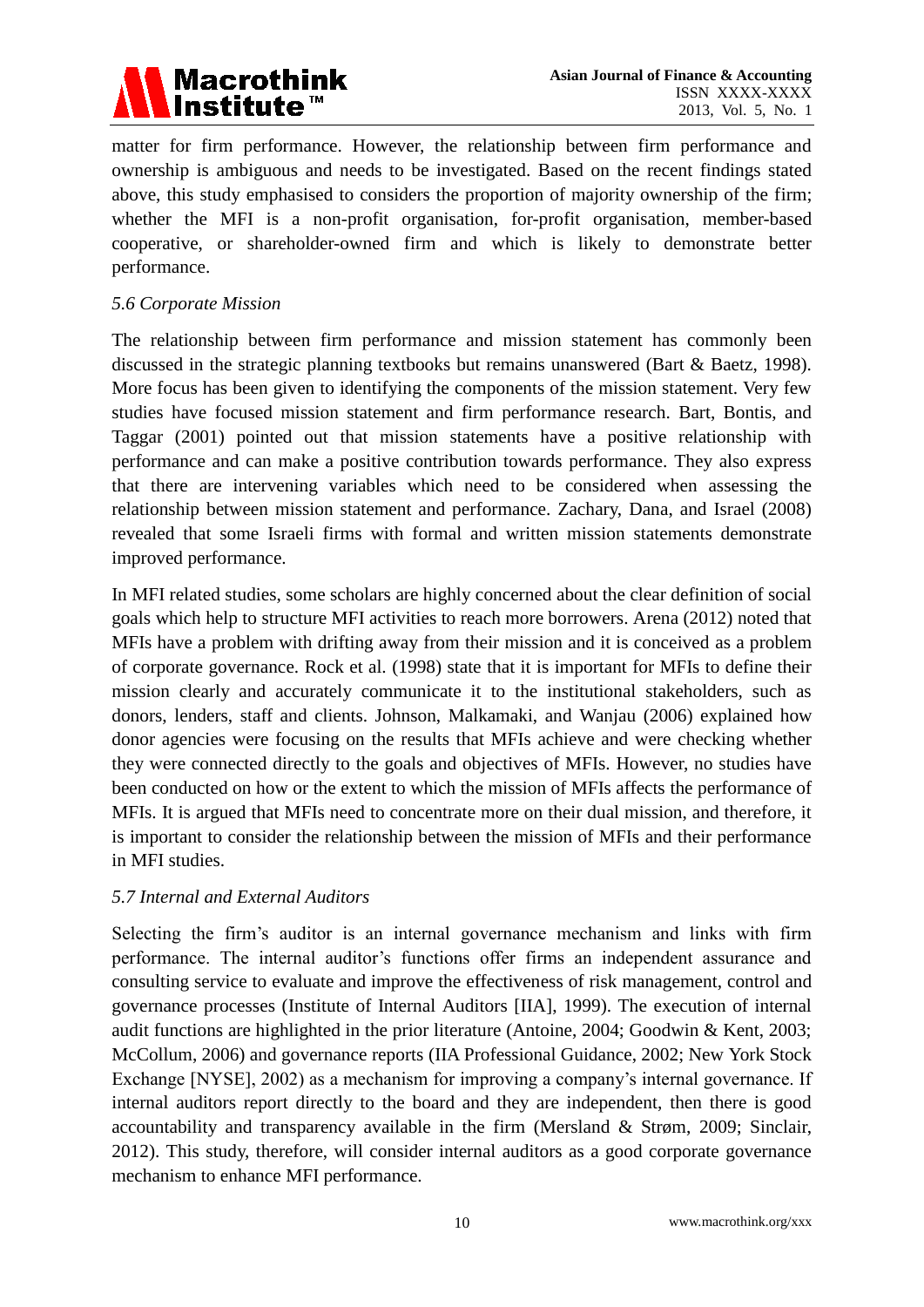matter for firm performance. However, the relationship between firm performance and ownership is ambiguous and needs to be investigated. Based on the recent findings stated above, this study emphasised to considers the proportion of majority ownership of the firm; whether the MFI is a non-profit organisation, for-profit organisation, member-based cooperative, or shareholder-owned firm and which is likely to demonstrate better performance.

### *5.6 Corporate Mission*

The relationship between firm performance and mission statement has commonly been discussed in the strategic planning textbooks but remains unanswered (Bart & Baetz, 1998). More focus has been given to identifying the components of the mission statement. Very few studies have focused mission statement and firm performance research. Bart, Bontis, and Taggar (2001) pointed out that mission statements have a positive relationship with performance and can make a positive contribution towards performance. They also express that there are intervening variables which need to be considered when assessing the relationship between mission statement and performance. Zachary, Dana, and Israel (2008) revealed that some Israeli firms with formal and written mission statements demonstrate improved performance.

In MFI related studies, some scholars are highly concerned about the clear definition of social goals which help to structure MFI activities to reach more borrowers. Arena (2012) noted that MFIs have a problem with drifting away from their mission and it is conceived as a problem of corporate governance. Rock et al. (1998) state that it is important for MFIs to define their mission clearly and accurately communicate it to the institutional stakeholders, such as donors, lenders, staff and clients. Johnson, Malkamaki, and Wanjau (2006) explained how donor agencies were focusing on the results that MFIs achieve and were checking whether they were connected directly to the goals and objectives of MFIs. However, no studies have been conducted on how or the extent to which the mission of MFIs affects the performance of MFIs. It is argued that MFIs need to concentrate more on their dual mission, and therefore, it is important to consider the relationship between the mission of MFIs and their performance in MFI studies.

### *5.7 Internal and External Auditors*

Selecting the firm's auditor is an internal governance mechanism and links with firm performance. The internal auditor's functions offer firms an independent assurance and consulting service to evaluate and improve the effectiveness of risk management, control and governance processes (Institute of Internal Auditors [IIA], 1999). The execution of internal audit functions are highlighted in the prior literature (Antoine, 2004; Goodwin & Kent, 2003; McCollum, 2006) and governance reports (IIA Professional Guidance, 2002; New York Stock Exchange [NYSE], 2002) as a mechanism for improving a company's internal governance. If internal auditors report directly to the board and they are independent, then there is good accountability and transparency available in the firm (Mersland & Strøm, 2009; Sinclair, 2012). This study, therefore, will consider internal auditors as a good corporate governance mechanism to enhance MFI performance.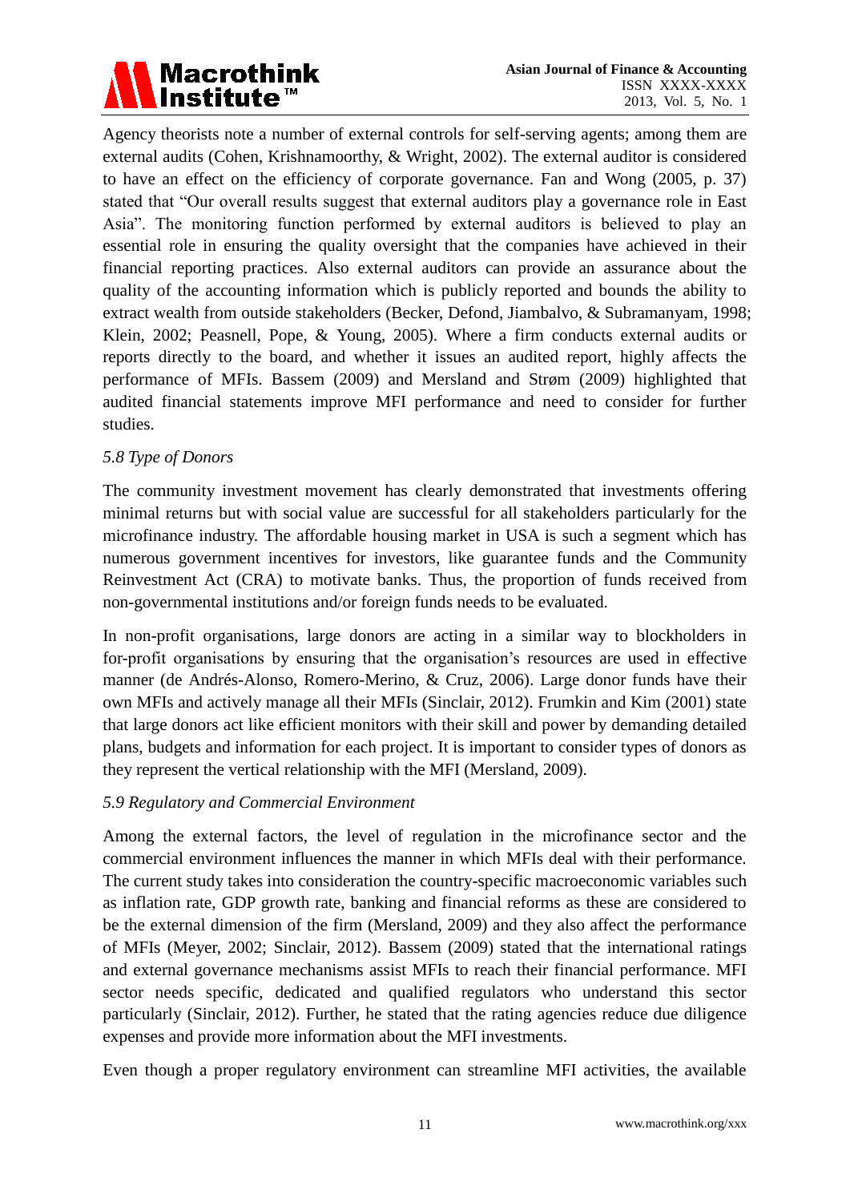Agency theorists note a number of external controls for self-serving agents; among them are external audits (Cohen, Krishnamoorthy, & Wright, 2002). The external auditor is considered to have an effect on the efficiency of corporate governance. Fan and Wong (2005, p. 37) stated that "Our overall results suggest that external auditors play a governance role in East Asia". The monitoring function performed by external auditors is believed to play an essential role in ensuring the quality oversight that the companies have achieved in their financial reporting practices. Also external auditors can provide an assurance about the quality of the accounting information which is publicly reported and bounds the ability to extract wealth from outside stakeholders (Becker, Defond, Jiambalvo, & Subramanyam, 1998; Klein, 2002; Peasnell, Pope, & Young, 2005). Where a firm conducts external audits or reports directly to the board, and whether it issues an audited report, highly affects the performance of MFIs. Bassem (2009) and Mersland and Strøm (2009) highlighted that audited financial statements improve MFI performance and need to consider for further studies.

### *5.8 Type of Donors*

The community investment movement has clearly demonstrated that investments offering minimal returns but with social value are successful for all stakeholders particularly for the microfinance industry. The affordable housing market in USA is such a segment which has numerous government incentives for investors, like guarantee funds and the Community Reinvestment Act (CRA) to motivate banks. Thus, the proportion of funds received from non-governmental institutions and/or foreign funds needs to be evaluated.

In non-profit organisations, large donors are acting in a similar way to blockholders in for-profit organisations by ensuring that the organisation's resources are used in effective manner (de Andrés-Alonso, Romero-Merino, & Cruz, 2006). Large donor funds have their own MFIs and actively manage all their MFIs (Sinclair, 2012). Frumkin and Kim (2001) state that large donors act like efficient monitors with their skill and power by demanding detailed plans, budgets and information for each project. It is important to consider types of donors as they represent the vertical relationship with the MFI (Mersland, 2009).

### *5.9 Regulatory and Commercial Environment*

Among the external factors, the level of regulation in the microfinance sector and the commercial environment influences the manner in which MFIs deal with their performance. The current study takes into consideration the country-specific macroeconomic variables such as inflation rate, GDP growth rate, banking and financial reforms as these are considered to be the external dimension of the firm (Mersland, 2009) and they also affect the performance of MFIs (Meyer, 2002; Sinclair, 2012). Bassem (2009) stated that the international ratings and external governance mechanisms assist MFIs to reach their financial performance. MFI sector needs specific, dedicated and qualified regulators who understand this sector particularly (Sinclair, 2012). Further, he stated that the rating agencies reduce due diligence expenses and provide more information about the MFI investments.

Even though a proper regulatory environment can streamline MFI activities, the available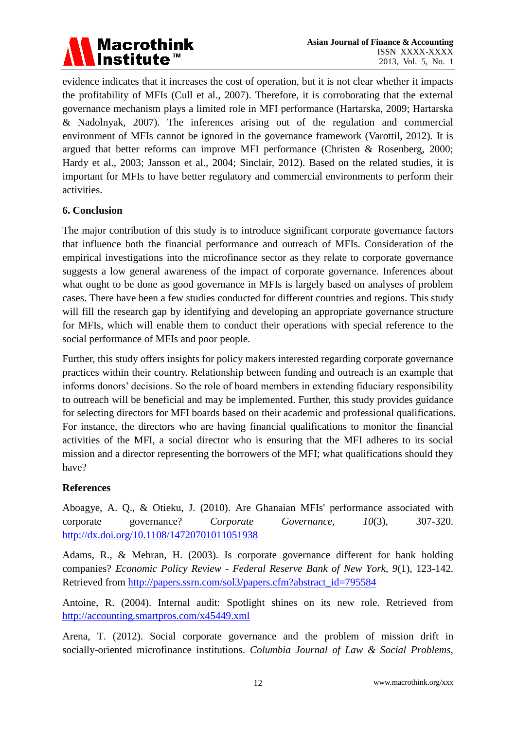evidence indicates that it increases the cost of operation, but it is not clear whether it impacts the profitability of MFIs (Cull et al., 2007). Therefore, it is corroborating that the external governance mechanism plays a limited role in MFI performance (Hartarska, 2009; Hartarska & Nadolnyak, 2007). The inferences arising out of the regulation and commercial environment of MFIs cannot be ignored in the governance framework (Varottil, 2012). It is argued that better reforms can improve MFI performance (Christen & Rosenberg, 2000; Hardy et al., 2003; Jansson et al., 2004; Sinclair, 2012). Based on the related studies, it is important for MFIs to have better regulatory and commercial environments to perform their activities.

## 6. Conclusion

The major contribution of this study is to introduce significant corporate governance factors that influence both the financial performance and outreach of MFIs. Consideration of the empirical investigations into the microfinance sector as they relate to corporate governance suggests a low general awareness of the impact of corporate governance. Inferences about what ought to be done as good governance in MFIs is largely based on analyses of problem cases. There have been a few studies conducted for different countries and regions. This study will fill the research gap by identifying and developing an appropriate governance structure for MFIs, which will enable them to conduct their operations with special reference to the social performance of MFIs and poor people.

Further, this study offers insights for policy makers interested regarding corporate governance practices within their country. Relationship between funding and outreach is an example that informs donors' decisions. So the role of board members in extending fiduciary responsibility to outreach will be beneficial and may be implemented. Further, this study provides guidance for selecting directors for MFI boards based on their academic and professional qualifications. For instance, the directors who are having financial qualifications to monitor the financial activities of the MFI, a social director who is ensuring that the MFI adheres to its social mission and a director representing the borrowers of the MFI; what qualifications should they have?

## References

Aboagye, A. Q., & Otieku, J. (2010). Are Ghanaian MFIs' performance associated with corporate governance? *Corporate Governance*, *10*(3), 307-320. http://dx.doi.org/10.1108/14720701011051938

Adams, R., & Mehran, H. (2003). Is corporate governance different for bank holding companies? *Economic Policy Review - Federal Reserve Bank of New York*, *9*(1), 123-142. Retrieved from http://papers.ssrn.com/sol3/papers.cfm?abstract_id=795584

Antoine, R. (2004). Internal audit: Spotlight shines on its new role. Retrieved from http://accounting.smartpros.com/x45449.xml

Arena, T. (2012). Social corporate governance and the problem of mission drift in socially-oriented microfinance institutions. *Columbia Journal of Law & Social Problems*,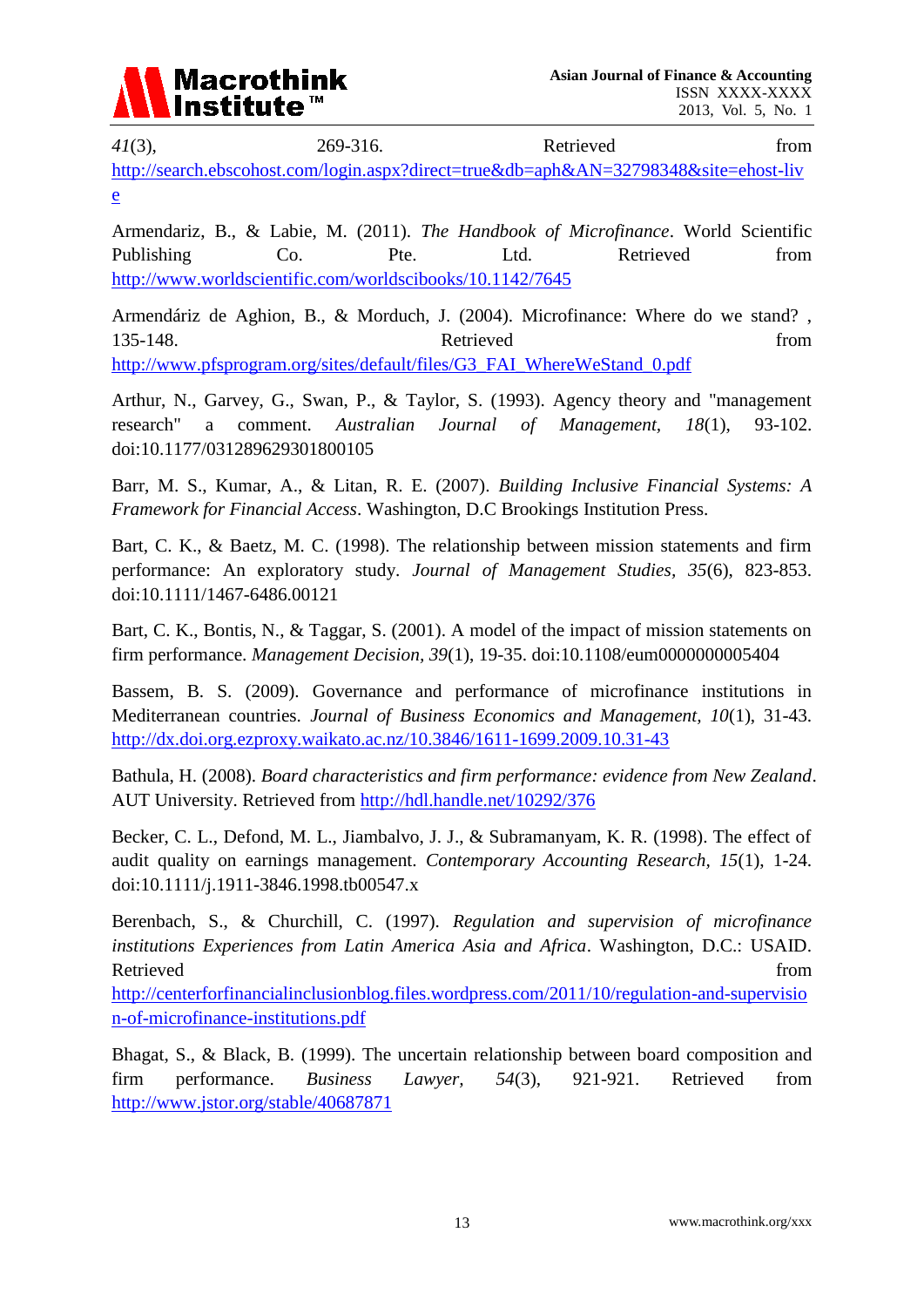*41*(3), 269-316. Retrieved from http://search.ebscohost.com/login.aspx?direct=true&db=aph&AN=32798348&site=ehost-live

Armendariz, B., & Labie, M. (2011). *The Handbook of Microfinance*. World Scientific Publishing Co. Pte. Ltd. Retrieved from http://www.worldscientific.com/worldscibooks/10.1142/7645

Armendáriz de Aghion, B., & Morduch, J. (2004). Microfinance: Where do we stand? , 135-148. Retrieved from http://www.pfsprogram.org/sites/default/files/G3_FAI_WhereWeStand_0.pdf

Arthur, N., Garvey, G., Swan, P., & Taylor, S. (1993). Agency theory and "management research" a comment. *Australian Journal of Management, 18*(1), 93-102. doi:10.1177/031289629301800105

Barr, M. S., Kumar, A., & Litan, R. E. (2007). *Building Inclusive Financial Systems: A Framework for Financial Access*. Washington, D.C Brookings Institution Press.

Bart, C. K., & Baetz, M. C. (1998). The relationship between mission statements and firm performance: An exploratory study. *Journal of Management Studies, 35*(6), 823-853. doi:10.1111/1467-6486.00121

Bart, C. K., Bontis, N., & Taggar, S. (2001). A model of the impact of mission statements on firm performance. *Management Decision, 39*(1), 19-35. doi:10.1108/eum0000000005404

Bassem, B. S. (2009). Governance and performance of microfinance institutions in Mediterranean countries. *Journal of Business Economics and Management, 10*(1), 31-43. http://dx.doi.org.ezproxy.waikato.ac.nz/10.3846/1611-1699.2009.10.31-43

Bathula, H. (2008). *Board characteristics and firm performance: evidence from New Zealand*. AUT University. Retrieved from http://hdl.handle.net/10292/376

Becker, C. L., Defond, M. L., Jiambalvo, J. J., & Subramanyam, K. R. (1998). The effect of audit quality on earnings management. *Contemporary Accounting Research, 15*(1), 1-24. doi:10.1111/j.1911-3846.1998.tb00547.x

Berenbach, S., & Churchill, C. (1997). *Regulation and supervision of microfinance institutions Experiences from Latin America Asia and Africa*. Washington, D.C.: USAID. Retrieved from http://centerforfinancialinclusionblog.files.wordpress.com/2011/10/regulation-and-supervision-of-microfinance-institutions.pdf

Bhagat, S., & Black, B. (1999). The uncertain relationship between board composition and firm performance. *Business Lawyer, 54*(3), 921-921. Retrieved from http://www.jstor.org/stable/40687871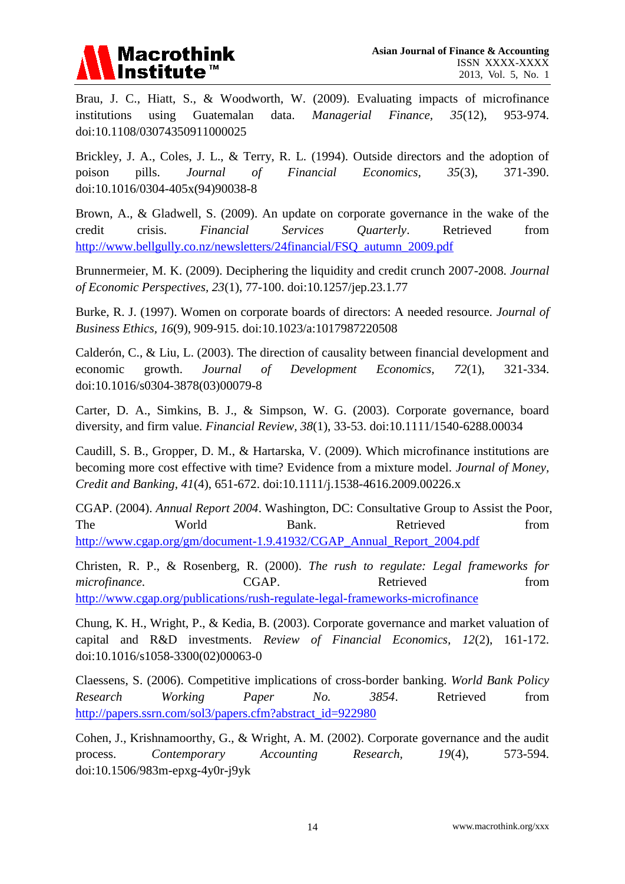Brau, J. C., Hiatt, S., & Woodworth, W. (2009). Evaluating impacts of microfinance institutions using Guatemalan data. *Managerial Finance, 35*(12), 953-974. doi:10.1108/03074350911000025

Brickley, J. A., Coles, J. L., & Terry, R. L. (1994). Outside directors and the adoption of poison pills. *Journal of Financial Economics, 35*(3), 371-390. doi:10.1016/0304-405x(94)90038-8

Brown, A., & Gladwell, S. (2009). An update on corporate governance in the wake of the credit crisis. *Financial Services Quarterly*. Retrieved from http://www.bellgully.co.nz/newsletters/24financial/FSQ_autumn_2009.pdf

Brunnermeier, M. K. (2009). Deciphering the liquidity and credit crunch 2007-2008. *Journal of Economic Perspectives, 23*(1), 77-100. doi:10.1257/jep.23.1.77

Burke, R. J. (1997). Women on corporate boards of directors: A needed resource. *Journal of Business Ethics*, *16*(9), 909-915. doi:10.1023/a:1017987220508

Calderón, C., & Liu, L. (2003). The direction of causality between financial development and economic growth. *Journal of Development Economics, 72*(1), 321-334. doi:10.1016/s0304-3878(03)00079-8

Carter, D. A., Simkins, B. J., & Simpson, W. G. (2003). Corporate governance, board diversity, and firm value. *Financial Review*, *38*(1), 33-53. doi:10.1111/1540-6288.00034

Caudill, S. B., Gropper, D. M., & Hartarska, V. (2009). Which microfinance institutions are becoming more cost effective with time? Evidence from a mixture model. *Journal of Money, Credit and Banking*, *41*(4), 651-672. doi:10.1111/j.1538-4616.2009.00226.x

CGAP. (2004). *Annual Report 2004*. Washington, DC: Consultative Group to Assist the Poor, The World Bank. Retrieved from http://www.cgap.org/gm/document-1.9.41932/CGAP_Annual_Report_2004.pdf

Christen, R. P., & Rosenberg, R. (2000). *The rush to regulate: Legal frameworks for microfinance.* CGAP. Retrieved from http://www.cgap.org/publications/rush-regulate-legal-frameworks-microfinance

Chung, K. H., Wright, P., & Kedia, B. (2003). Corporate governance and market valuation of capital and R&D investments. *Review of Financial Economics*, *12*(2), 161-172. doi:10.1016/s1058-3300(02)00063-0

Claessens, S. (2006). Competitive implications of cross-border banking. *World Bank Policy Research Working Paper No. 3854*. Retrieved from http://papers.ssrn.com/sol3/papers.cfm?abstract_id=922980

Cohen, J., Krishnamoorthy, G., & Wright, A. M. (2002). Corporate governance and the audit process. *Contemporary Accounting Research,* *19*(4), 573-594. doi:10.1506/983m-epxg-4y0r-j9yk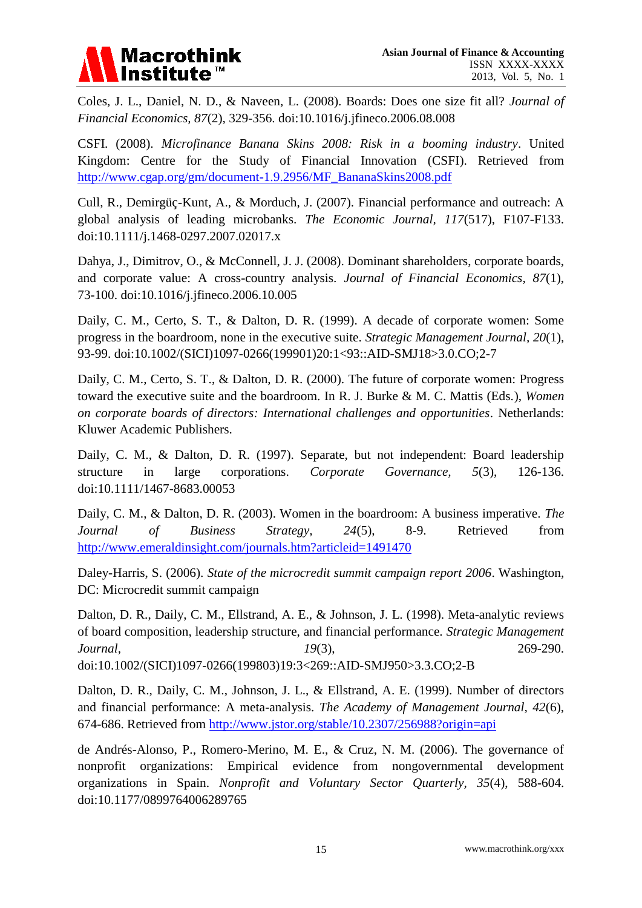Coles, J. L., Daniel, N. D., & Naveen, L. (2008). Boards: Does one size fit all? *Journal of Financial Economics, 87*(2), 329-356. doi:10.1016/j.jfineco.2006.08.008

CSFI. (2008). *Microfinance Banana Skins 2008: Risk in a booming industry*. United Kingdom: Centre for the Study of Financial Innovation (CSFI). Retrieved from http://www.cgap.org/gm/document-1.9.2956/MF_BananaSkins2008.pdf

Cull, R., Demirgüç-Kunt, A., & Morduch, J. (2007). Financial performance and outreach: A global analysis of leading microbanks. *The Economic Journal, 117*(517), F107-F133. doi:10.1111/j.1468-0297.2007.02017.x

Dahya, J., Dimitrov, O., & McConnell, J. J. (2008). Dominant shareholders, corporate boards, and corporate value: A cross-country analysis. *Journal of Financial Economics, 87*(1), 73-100. doi:10.1016/j.jfineco.2006.10.005

Daily, C. M., Certo, S. T., & Dalton, D. R. (1999). A decade of corporate women: Some progress in the boardroom, none in the executive suite. *Strategic Management Journal, 20*(1), 93-99. doi:10.1002/(SICI)1097-0266(199901)20:1<93::AID-SMJ18>3.0.CO;2-7

Daily, C. M., Certo, S. T., & Dalton, D. R. (2000). The future of corporate women: Progress toward the executive suite and the boardroom. In R. J. Burke & M. C. Mattis (Eds.), *Women on corporate boards of directors: International challenges and opportunities*. Netherlands: Kluwer Academic Publishers.

Daily, C. M., & Dalton, D. R. (1997). Separate, but not independent: Board leadership structure in large corporations. *Corporate Governance, 5*(3), 126-136. doi:10.1111/1467-8683.00053

Daily, C. M., & Dalton, D. R. (2003). Women in the boardroom: A business imperative. *The Journal of Business Strategy, 24*(5), 8-9. Retrieved from http://www.emeraldinsight.com/journals.htm?articleid=1491470

Daley-Harris, S. (2006). *State of the microcredit summit campaign report 2006*. Washington, DC: Microcredit summit campaign

Dalton, D. R., Daily, C. M., Ellstrand, A. E., & Johnson, J. L. (1998). Meta-analytic reviews of board composition, leadership structure, and financial performance. *Strategic Management Journal, 19*(3), 269-290. doi:10.1002/(SICI)1097-0266(199803)19:3<269::AID-SMJ950>3.3.CO;2-B

Dalton, D. R., Daily, C. M., Johnson, J. L., & Ellstrand, A. E. (1999). Number of directors and financial performance: A meta-analysis. *The Academy of Management Journal, 42*(6), 674-686. Retrieved from http://www.jstor.org/stable/10.2307/256988?origin=api

de Andrés-Alonso, P., Romero-Merino, M. E., & Cruz, N. M. (2006). The governance of nonprofit organizations: Empirical evidence from nongovernmental development organizations in Spain. *Nonprofit and Voluntary Sector Quarterly, 35*(4), 588-604. doi:10.1177/0899764006289765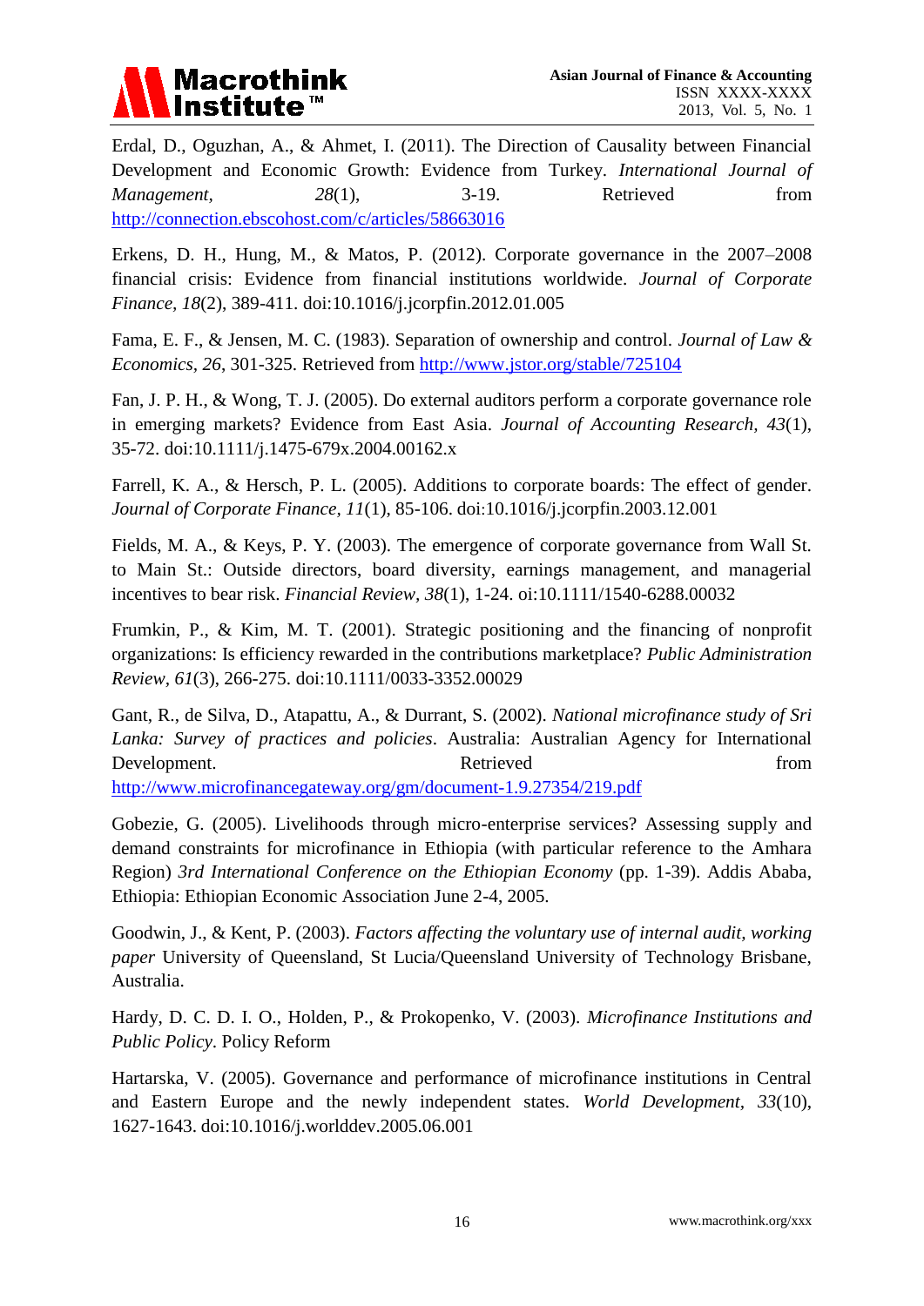Erdal, D., Oguzhan, A., & Ahmet, I. (2011). The Direction of Causality between Financial Development and Economic Growth: Evidence from Turkey. *International Journal of Management*, *28*(1), 3-19. Retrieved from http://connection.ebscohost.com/c/articles/58663016

Erkens, D. H., Hung, M., & Matos, P. (2012). Corporate governance in the 2007–2008 financial crisis: Evidence from financial institutions worldwide. *Journal of Corporate Finance, 18*(2), 389-411. doi:10.1016/j.jcorpfin.2012.01.005

Fama, E. F., & Jensen, M. C. (1983). Separation of ownership and control. *Journal of Law & Economics, 26*, 301-325. Retrieved from http://www.jstor.org/stable/725104

Fan, J. P. H., & Wong, T. J. (2005). Do external auditors perform a corporate governance role in emerging markets? Evidence from East Asia. *Journal of Accounting Research, 43*(1), 35-72. doi:10.1111/j.1475-679x.2004.00162.x

Farrell, K. A., & Hersch, P. L. (2005). Additions to corporate boards: The effect of gender. *Journal of Corporate Finance, 11*(1), 85-106. doi:10.1016/j.jcorpfin.2003.12.001

Fields, M. A., & Keys, P. Y. (2003). The emergence of corporate governance from Wall St. to Main St.: Outside directors, board diversity, earnings management, and managerial incentives to bear risk. *Financial Review, 38*(1), 1-24. oi:10.1111/1540-6288.00032

Frumkin, P., & Kim, M. T. (2001). Strategic positioning and the financing of nonprofit organizations: Is efficiency rewarded in the contributions marketplace? *Public Administration Review*, *61*(3), 266-275. doi:10.1111/0033-3352.00029

Gant, R., de Silva, D., Atapattu, A., & Durrant, S. (2002). *National microfinance study of Sri Lanka: Survey of practices and policies*. Australia: Australian Agency for International Development. Retrieved from http://www.microfinancegateway.org/gm/document-1.9.27354/219.pdf

Gobezie, G. (2005). Livelihoods through micro-enterprise services? Assessing supply and demand constraints for microfinance in Ethiopia (with particular reference to the Amhara Region) *3rd International Conference on the Ethiopian Economy* (pp. 1-39). Addis Ababa, Ethiopia: Ethiopian Economic Association June 2-4, 2005.

Goodwin, J., & Kent, P. (2003). *Factors affecting the voluntary use of internal audit, working paper* University of Queensland, St Lucia/Queensland University of Technology Brisbane, Australia.

Hardy, D. C. D. I. O., Holden, P., & Prokopenko, V. (2003). *Microfinance Institutions and Public Policy*. Policy Reform

Hartarska, V. (2005). Governance and performance of microfinance institutions in Central and Eastern Europe and the newly independent states. *World Development, 33*(10), 1627-1643. doi:10.1016/j.worlddev.2005.06.001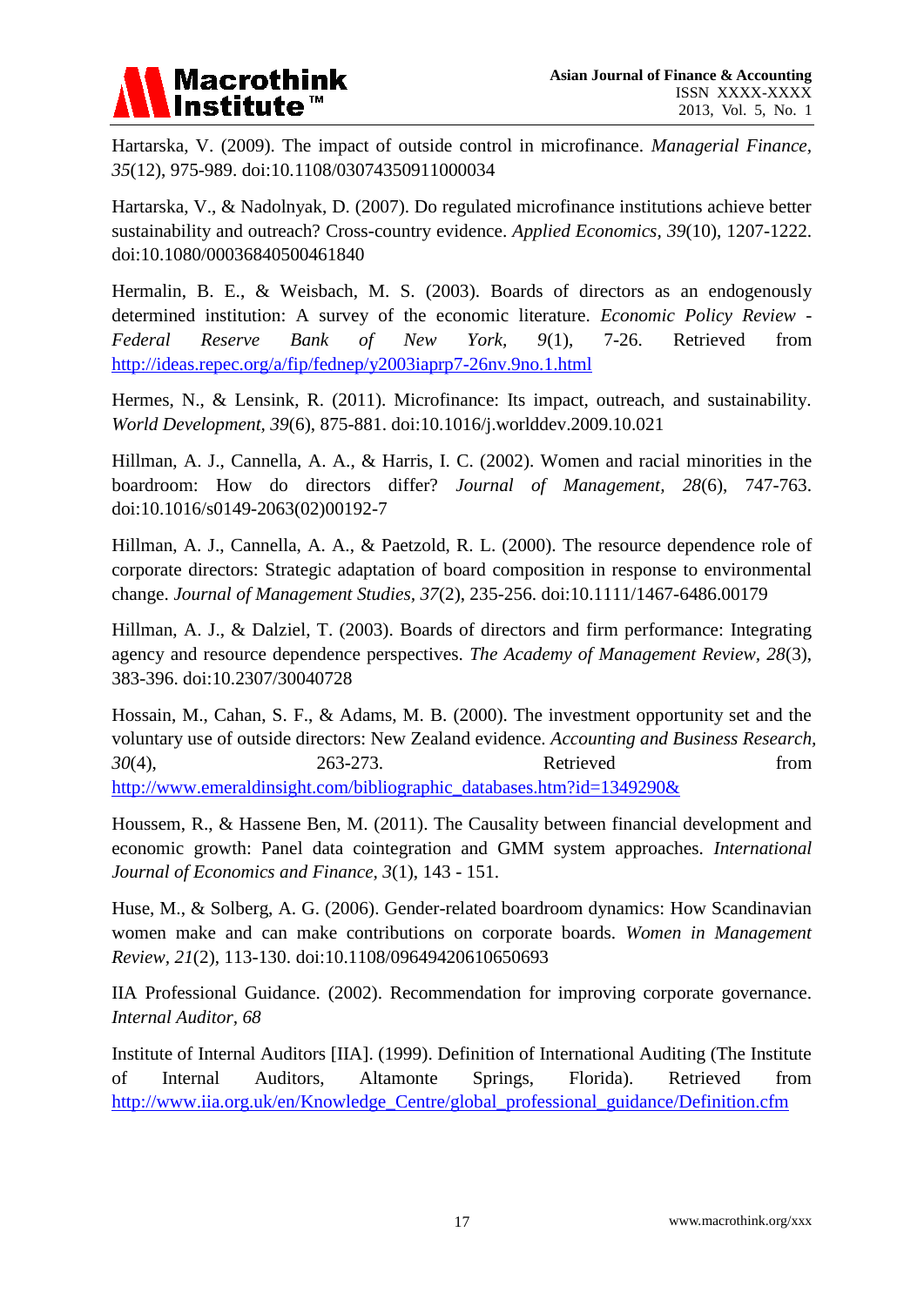Hartarska, V. (2009). The impact of outside control in microfinance. *Managerial Finance, 35*(12), 975-989. doi:10.1108/03074350911000034

Hartarska, V., & Nadolnyak, D. (2007). Do regulated microfinance institutions achieve better sustainability and outreach? Cross-country evidence. *Applied Economics, 39*(10), 1207-1222. doi:10.1080/00036840500461840

Hermalin, B. E., & Weisbach, M. S. (2003). Boards of directors as an endogenously determined institution: A survey of the economic literature. *Economic Policy Review - Federal Reserve Bank of New York, 9*(1), 7-26. Retrieved from http://ideas.repec.org/a/fip/fednep/y2003iaprp7-26nv.9no.1.html

Hermes, N., & Lensink, R. (2011). Microfinance: Its impact, outreach, and sustainability. *World Development, 39*(6), 875-881. doi:10.1016/j.worlddev.2009.10.021

Hillman, A. J., Cannella, A. A., & Harris, I. C. (2002). Women and racial minorities in the boardroom: How do directors differ? *Journal of Management, 28*(6), 747-763. doi:10.1016/s0149-2063(02)00192-7

Hillman, A. J., Cannella, A. A., & Paetzold, R. L. (2000). The resource dependence role of corporate directors: Strategic adaptation of board composition in response to environmental change. *Journal of Management Studies, 37*(2), 235-256. doi:10.1111/1467-6486.00179

Hillman, A. J., & Dalziel, T. (2003). Boards of directors and firm performance: Integrating agency and resource dependence perspectives. *The Academy of Management Review, 28*(3), 383-396. doi:10.2307/30040728

Hossain, M., Cahan, S. F., & Adams, M. B. (2000). The investment opportunity set and the voluntary use of outside directors: New Zealand evidence. *Accounting and Business Research, 30*(4), 263-273. Retrieved from http://www.emeraldinsight.com/bibliographic_databases.htm?id=1349290&

Houssem, R., & Hassene Ben, M. (2011). The Causality between financial development and economic growth: Panel data cointegration and GMM system approaches. *International Journal of Economics and Finance, 3*(1), 143 - 151.

Huse, M., & Solberg, A. G. (2006). Gender-related boardroom dynamics: How Scandinavian women make and can make contributions on corporate boards. *Women in Management Review, 21*(2), 113-130. doi:10.1108/09649420610650693

IIA Professional Guidance. (2002). Recommendation for improving corporate governance. *Internal Auditor, 68*

Institute of Internal Auditors [IIA]. (1999). Definition of International Auditing (The Institute of Internal Auditors, Altamonte Springs, Florida). Retrieved from http://www.iia.org.uk/en/Knowledge_Centre/global_professional_guidance/Definition.cfm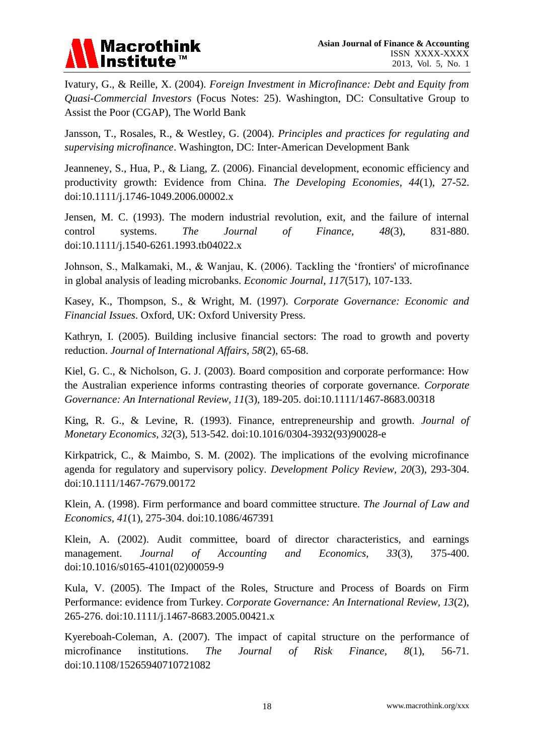Ivatury, G., & Reille, X. (2004). *Foreign Investment in Microfinance: Debt and Equity from Quasi-Commercial Investors* (Focus Notes: 25). Washington, DC: Consultative Group to Assist the Poor (CGAP), The World Bank

Jansson, T., Rosales, R., & Westley, G. (2004). *Principles and practices for regulating and supervising microfinance*. Washington, DC: Inter-American Development Bank

Jeanneney, S., Hua, P., & Liang, Z. (2006). Financial development, economic efficiency and productivity growth: Evidence from China. *The Developing Economies*, *44*(1), 27-52. doi:10.1111/j.1746-1049.2006.00002.x

Jensen, M. C. (1993). The modern industrial revolution, exit, and the failure of internal control systems. *The Journal of Finance, 48*(3), 831-880. doi:10.1111/j.1540-6261.1993.tb04022.x

Johnson, S., Malkamaki, M., & Wanjau, K. (2006). Tackling the 'frontiers' of microfinance in global analysis of leading microbanks. *Economic Journal, 117*(517), 107-133.

Kasey, K., Thompson, S., & Wright, M. (1997). *Corporate Governance: Economic and Financial Issues*. Oxford, UK: Oxford University Press.

Kathryn, I. (2005). Building inclusive financial sectors: The road to growth and poverty reduction. *Journal of International Affairs, 58*(2), 65-68.

Kiel, G. C., & Nicholson, G. J. (2003). Board composition and corporate performance: How the Australian experience informs contrasting theories of corporate governance. *Corporate Governance: An International Review, 11*(3), 189-205. doi:10.1111/1467-8683.00318

King, R. G., & Levine, R. (1993). Finance, entrepreneurship and growth. *Journal of Monetary Economics, 32*(3), 513-542. doi:10.1016/0304-3932(93)90028-e

Kirkpatrick, C., & Maimbo, S. M. (2002). The implications of the evolving microfinance agenda for regulatory and supervisory policy. *Development Policy Review, 20*(3), 293-304. doi:10.1111/1467-7679.00172

Klein, A. (1998). Firm performance and board committee structure. *The Journal of Law and Economics, 41*(1), 275-304. doi:10.1086/467391

Klein, A. (2002). Audit committee, board of director characteristics, and earnings management. *Journal of Accounting and Economics, 33*(3), 375-400. doi:10.1016/s0165-4101(02)00059-9

Kula, V. (2005). The Impact of the Roles, Structure and Process of Boards on Firm Performance: evidence from Turkey. *Corporate Governance: An International Review, 13*(2), 265-276. doi:10.1111/j.1467-8683.2005.00421.x

Kyereboah-Coleman, A. (2007). The impact of capital structure on the performance of microfinance institutions. *The Journal of Risk Finance, 8*(1), 56-71. doi:10.1108/15265940710721082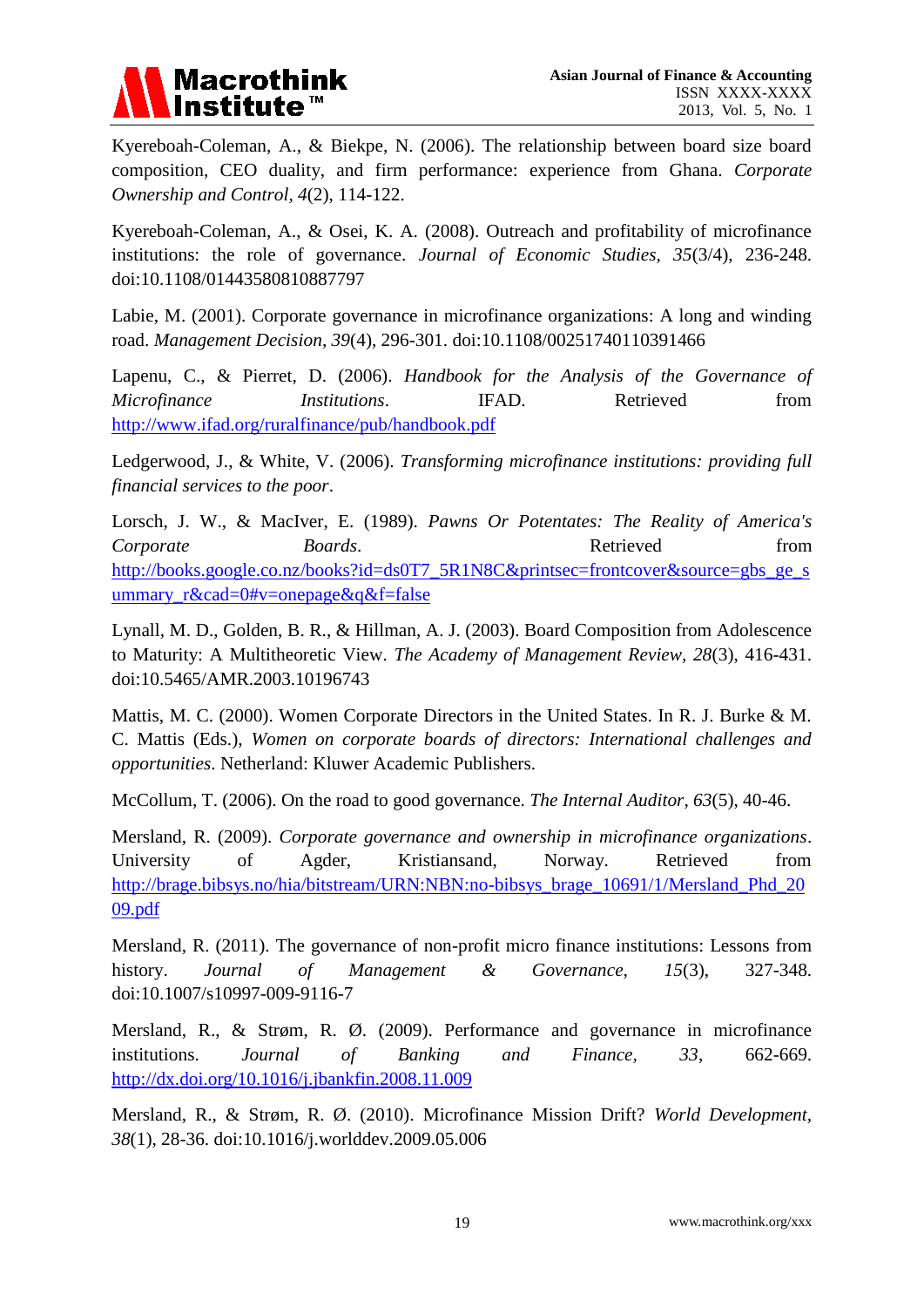Kyereboah-Coleman, A., & Biekpe, N. (2006). The relationship between board size board composition, CEO duality, and firm performance: experience from Ghana. *Corporate Ownership and Control, 4*(2), 114-122.

Kyereboah-Coleman, A., & Osei, K. A. (2008). Outreach and profitability of microfinance institutions: the role of governance. *Journal of Economic Studies*, *35*(3/4), 236-248. doi:10.1108/01443580810887797

Labie, M. (2001). Corporate governance in microfinance organizations: A long and winding road. *Management Decision*, *39*(4), 296-301. doi:10.1108/00251740110391466

Lapenu, C., & Pierret, D. (2006). *Handbook for the Analysis of the Governance of Microfinance Institutions*. IFAD. Retrieved from http://www.ifad.org/ruralfinance/pub/handbook.pdf

Ledgerwood, J., & White, V. (2006). *Transforming microfinance institutions: providing full financial services to the poor*.

Lorsch, J. W., & MacIver, E. (1989). *Pawns Or Potentates: The Reality of America's Corporate Boards*. Retrieved from http://books.google.co.nz/books?id=ds0T7_5R1N8C&printsec=frontcover&source=gbs_ge_summary_r&cad=0#v=onepage&q&f=false

Lynall, M. D., Golden, B. R., & Hillman, A. J. (2003). Board Composition from Adolescence to Maturity: A Multitheoretic View. *The Academy of Management Review*, *28*(3), 416-431. doi:10.5465/AMR.2003.10196743

Mattis, M. C. (2000). Women Corporate Directors in the United States. In R. J. Burke & M. C. Mattis (Eds.), *Women on corporate boards of directors: International challenges and opportunities*. Netherland: Kluwer Academic Publishers.

McCollum, T. (2006). On the road to good governance. *The Internal Auditor*, *63*(5), 40-46.

Mersland, R. (2009). *Corporate governance and ownership in microfinance organizations*. University of Agder, Kristiansand, Norway. Retrieved from http://brage.bibsys.no/hia/bitstream/URN:NBN:no-bibsys_brage_10691/1/Mersland_Phd_2009.pdf

Mersland, R. (2011). The governance of non-profit micro finance institutions: Lessons from history. *Journal of Management & Governance*, *15*(3), 327-348. doi:10.1007/s10997-009-9116-7

Mersland, R., & Strøm, R. Ø. (2009). Performance and governance in microfinance institutions. *Journal of Banking and Finance*, *33*, 662-669. http://dx.doi.org/10.1016/j.jbankfin.2008.11.009

Mersland, R., & Strøm, R. Ø. (2010). Microfinance Mission Drift? *World Development*, *38*(1), 28-36. doi:10.1016/j.worlddev.2009.05.006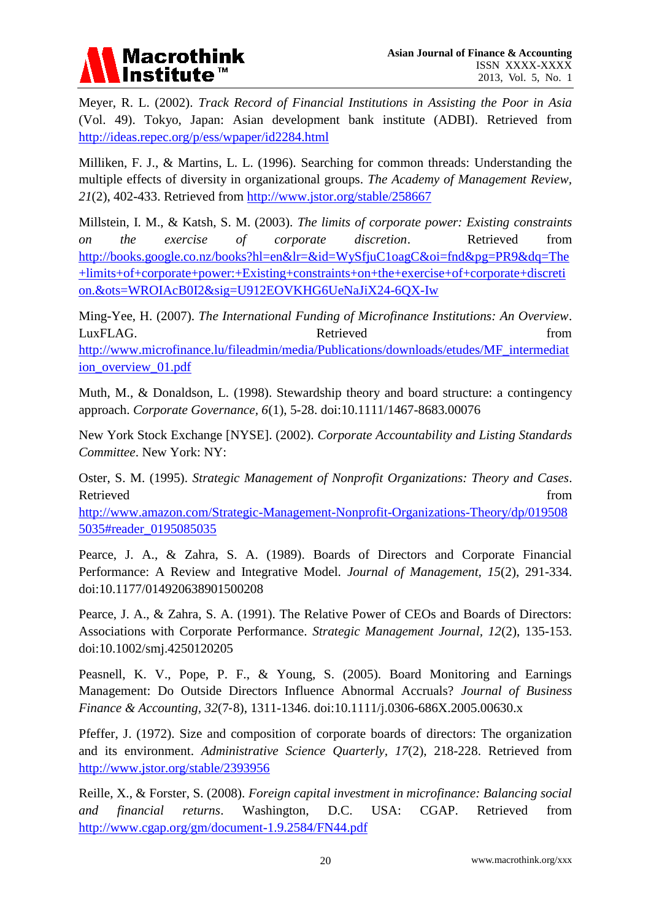Meyer, R. L. (2002). *Track Record of Financial Institutions in Assisting the Poor in Asia* (Vol. 49). Tokyo, Japan: Asian development bank institute (ADBI). Retrieved from http://ideas.repec.org/p/ess/wpaper/id2284.html

Milliken, F. J., & Martins, L. L. (1996). Searching for common threads: Understanding the multiple effects of diversity in organizational groups. *The Academy of Management Review, 21*(2), 402-433. Retrieved from http://www.jstor.org/stable/258667

Millstein, I. M., & Katsh, S. M. (2003). *The limits of corporate power: Existing constraints on the exercise of corporate discretion*. Retrieved from http://books.google.co.nz/books?hl=en&lr=&id=WySfjuC1oagC&oi=fnd&pg=PR9&dq=The+limits+of+corporate+power:+Existing+constraints+on+the+exercise+of+corporate+discretion.&ots=WROIAcB0I2&sig=U912EOVKHG6UeNaJiX24-6QX-Iw

Ming-Yee, H. (2007). *The International Funding of Microfinance Institutions: An Overview*. LuxFLAG. Retrieved from http://www.microfinance.lu/fileadmin/media/Publications/downloads/etudes/MF_intermediation_overview_01.pdf

Muth, M., & Donaldson, L. (1998). Stewardship theory and board structure: a contingency approach. *Corporate Governance, 6*(1), 5-28. doi:10.1111/1467-8683.00076

New York Stock Exchange [NYSE]. (2002). *Corporate Accountability and Listing Standards Committee*. New York: NY:

Oster, S. M. (1995). *Strategic Management of Nonprofit Organizations: Theory and Cases*. Retrieved from http://www.amazon.com/Strategic-Management-Nonprofit-Organizations-Theory/dp/0195085035#reader_0195085035

Pearce, J. A., & Zahra, S. A. (1989). Boards of Directors and Corporate Financial Performance: A Review and Integrative Model. *Journal of Management*, *15*(2), 291-334. doi:10.1177/014920638901500208

Pearce, J. A., & Zahra, S. A. (1991). The Relative Power of CEOs and Boards of Directors: Associations with Corporate Performance. *Strategic Management Journal, 12*(2), 135-153. doi:10.1002/smj.4250120205

Peasnell, K. V., Pope, P. F., & Young, S. (2005). Board Monitoring and Earnings Management: Do Outside Directors Influence Abnormal Accruals? *Journal of Business Finance & Accounting*, *32*(7-8), 1311-1346. doi:10.1111/j.0306-686X.2005.00630.x

Pfeffer, J. (1972). Size and composition of corporate boards of directors: The organization and its environment. *Administrative Science Quarterly, 17*(2), 218-228. Retrieved from http://www.jstor.org/stable/2393956

Reille, X., & Forster, S. (2008). *Foreign capital investment in microfinance: Balancing social and financial returns*. Washington, D.C. USA: CGAP. Retrieved from http://www.cgap.org/gm/document-1.9.2584/FN44.pdf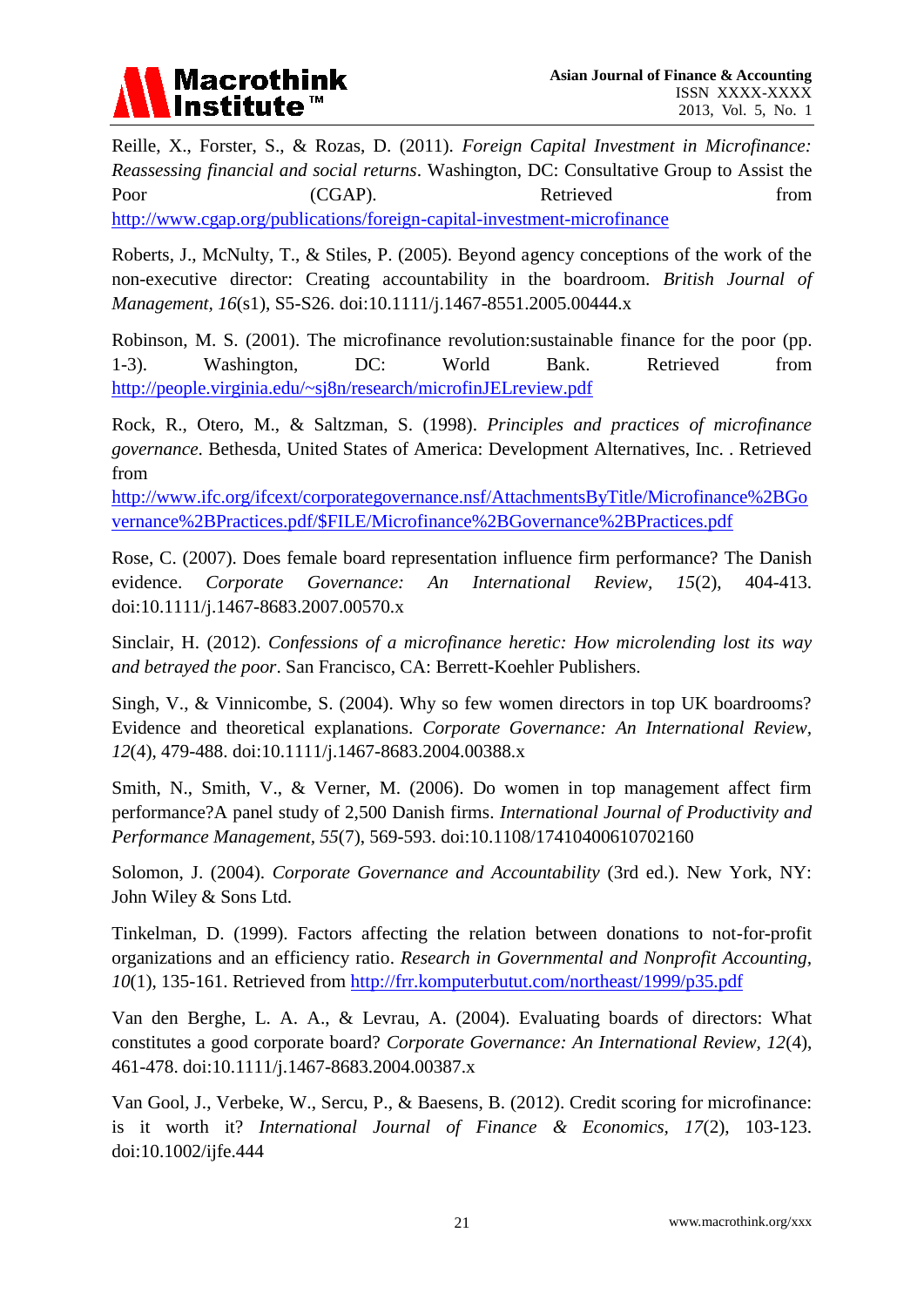Reille, X., Forster, S., & Rozas, D. (2011). *Foreign Capital Investment in Microfinance: Reassessing financial and social returns*. Washington, DC: Consultative Group to Assist the Poor (CGAP). Retrieved from http://www.cgap.org/publications/foreign-capital-investment-microfinance

Roberts, J., McNulty, T., & Stiles, P. (2005). Beyond agency conceptions of the work of the non-executive director: Creating accountability in the boardroom. *British Journal of Management, 16*(s1), S5-S26. doi:10.1111/j.1467-8551.2005.00444.x

Robinson, M. S. (2001). The microfinance revolution:sustainable finance for the poor (pp. 1-3). Washington, DC: World Bank. Retrieved from http://people.virginia.edu/~sj8n/research/microfinJELreview.pdf

Rock, R., Otero, M., & Saltzman, S. (1998). *Principles and practices of microfinance governance*. Bethesda, United States of America: Development Alternatives, Inc. . Retrieved from http://www.ifc.org/ifcext/corporategovernance.nsf/AttachmentsByTitle/Microfinance%2BGovernance%2BPractices.pdf/$FILE/Microfinance%2BGovernance%2BPractices.pdf

Rose, C. (2007). Does female board representation influence firm performance? The Danish evidence. *Corporate Governance: An International Review, 15*(2), 404-413. doi:10.1111/j.1467-8683.2007.00570.x

Sinclair, H. (2012). *Confessions of a microfinance heretic: How microlending lost its way and betrayed the poor*. San Francisco, CA: Berrett-Koehler Publishers.

Singh, V., & Vinnicombe, S. (2004). Why so few women directors in top UK boardrooms? Evidence and theoretical explanations. *Corporate Governance: An International Review, 12*(4), 479-488. doi:10.1111/j.1467-8683.2004.00388.x

Smith, N., Smith, V., & Verner, M. (2006). Do women in top management affect firm performance?A panel study of 2,500 Danish firms. *International Journal of Productivity and Performance Management, 55*(7), 569-593. doi:10.1108/17410400610702160

Solomon, J. (2004). *Corporate Governance and Accountability* (3rd ed.). New York, NY: John Wiley & Sons Ltd.

Tinkelman, D. (1999). Factors affecting the relation between donations to not-for-profit organizations and an efficiency ratio. *Research in Governmental and Nonprofit Accounting, 10*(1), 135-161. Retrieved from http://frr.komputerbutut.com/northeast/1999/p35.pdf

Van den Berghe, L. A. A., & Levrau, A. (2004). Evaluating boards of directors: What constitutes a good corporate board? *Corporate Governance: An International Review, 12*(4), 461-478. doi:10.1111/j.1467-8683.2004.00387.x

Van Gool, J., Verbeke, W., Sercu, P., & Baesens, B. (2012). Credit scoring for microfinance: is it worth it? *International Journal of Finance & Economics, 17*(2), 103-123. doi:10.1002/ijfe.444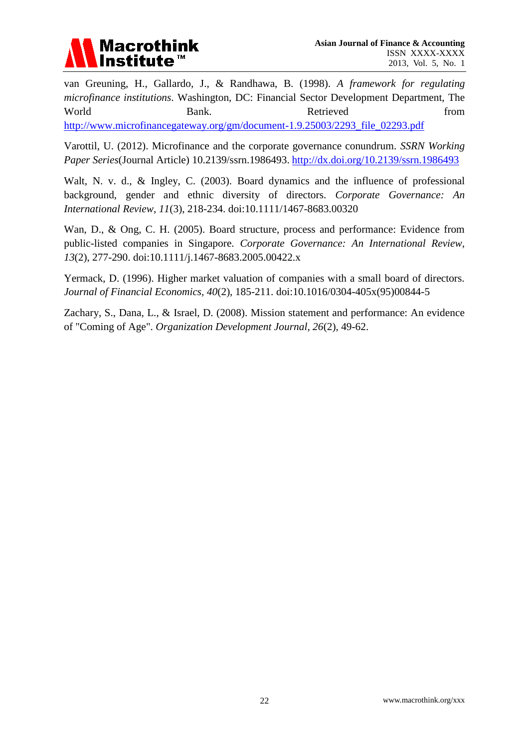van Greuning, H., Gallardo, J., & Randhawa, B. (1998). *A framework for regulating microfinance institutions*. Washington, DC: Financial Sector Development Department, The World Bank. Retrieved from http://www.microfinancegateway.org/gm/document-1.9.25003/2293_file_02293.pdf

Varottil, U. (2012). Microfinance and the corporate governance conundrum. *SSRN Working Paper Series*(Journal Article) 10.2139/ssrn.1986493. http://dx.doi.org/10.2139/ssrn.1986493

Walt, N. v. d., & Ingley, C. (2003). Board dynamics and the influence of professional background, gender and ethnic diversity of directors. *Corporate Governance: An International Review, 11*(3), 218-234. doi:10.1111/1467-8683.00320

Wan, D., & Ong, C. H. (2005). Board structure, process and performance: Evidence from public-listed companies in Singapore. *Corporate Governance: An International Review, 13*(2), 277-290. doi:10.1111/j.1467-8683.2005.00422.x

Yermack, D. (1996). Higher market valuation of companies with a small board of directors. *Journal of Financial Economics, 40*(2), 185-211. doi:10.1016/0304-405x(95)00844-5

Zachary, S., Dana, L., & Israel, D. (2008). Mission statement and performance: An evidence of "Coming of Age". *Organization Development Journal, 26*(2), 49-62.